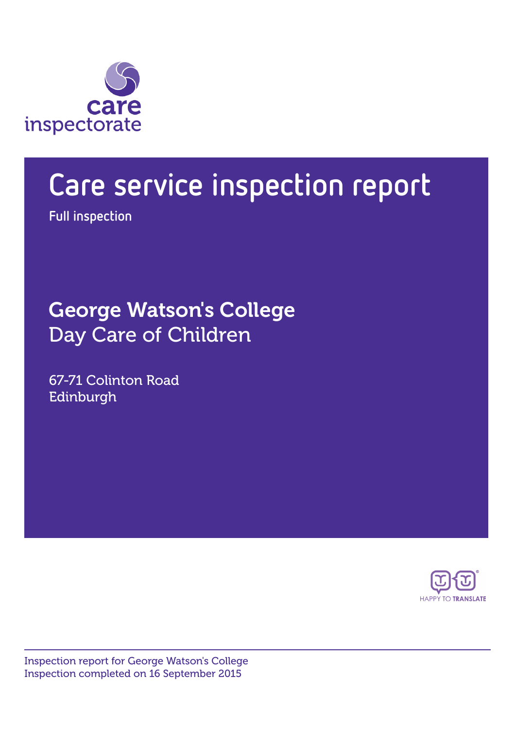care inspectorate

# Care service inspection report

Full inspection

## George Watson's College
Day Care of Children

67-71 Colinton Road
Edinburgh

HAPPY TO TRANSLATE

Inspection report for George Watson's College
Inspection completed on 16 September 2015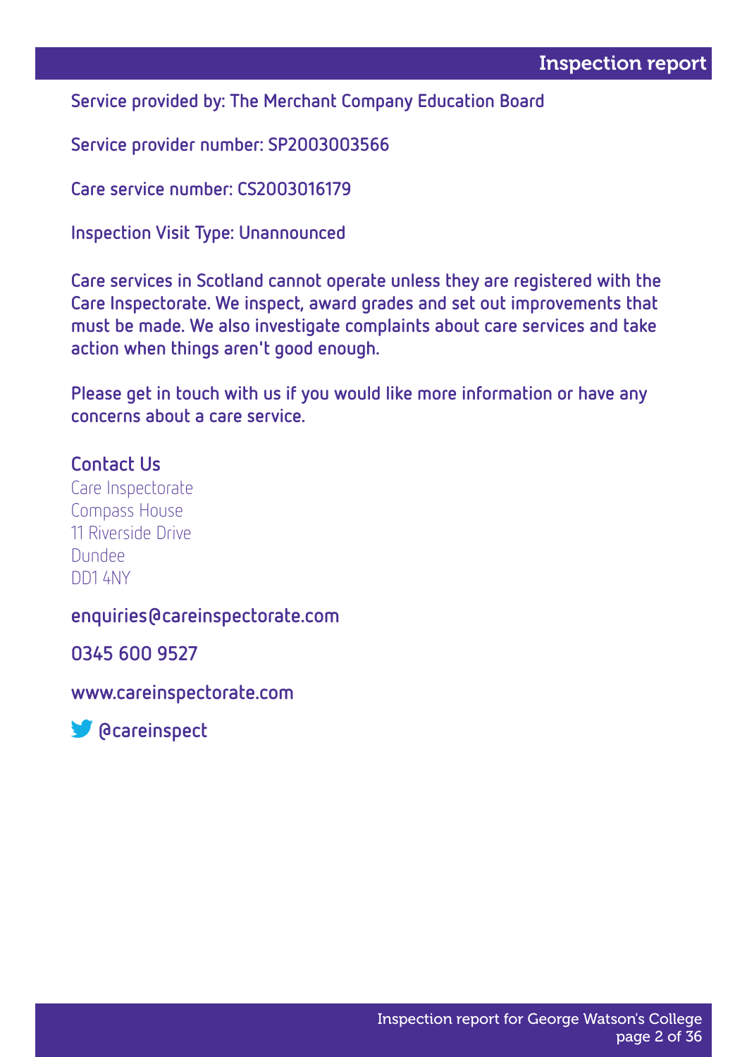**Service provided by: The Merchant Company Education Board**

**Service provider number: SP2003003566**

**Care service number: CS2003016179**

**Inspection Visit Type: Unannounced**

**Care services in Scotland cannot operate unless they are registered with the Care Inspectorate. We inspect, award grades and set out improvements that must be made. We also investigate complaints about care services and take action when things aren't good enough.**

**Please get in touch with us if you would like more information or have any concerns about a care service.**

## Contact Us

Care Inspectorate
Compass House
11 Riverside Drive
Dundee
DD1 4NY

**enquiries@careinspectorate.com**

**0345 600 9527**

**www.careinspectorate.com**

**@careinspect**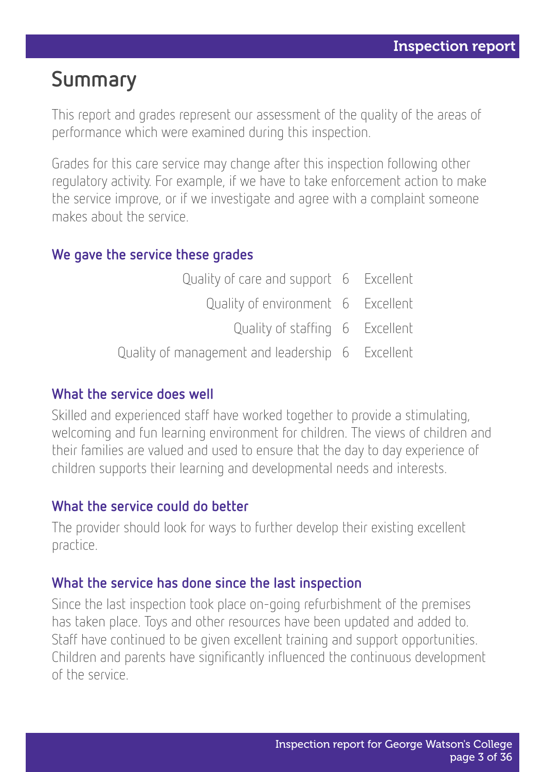# Summary

This report and grades represent our assessment of the quality of the areas of performance which were examined during this inspection.

Grades for this care service may change after this inspection following other regulatory activity. For example, if we have to take enforcement action to make the service improve, or if we investigate and agree with a complaint someone makes about the service.

## We gave the service these grades

| | | |
|---|---|---|
| Quality of care and support | 6 | Excellent |
| Quality of environment | 6 | Excellent |
| Quality of staffing | 6 | Excellent |
| Quality of management and leadership | 6 | Excellent |

## What the service does well

Skilled and experienced staff have worked together to provide a stimulating, welcoming and fun learning environment for children. The views of children and their families are valued and used to ensure that the day to day experience of children supports their learning and developmental needs and interests.

## What the service could do better

The provider should look for ways to further develop their existing excellent practice.

## What the service has done since the last inspection

Since the last inspection took place on-going refurbishment of the premises has taken place. Toys and other resources have been updated and added to. Staff have continued to be given excellent training and support opportunities. Children and parents have significantly influenced the continuous development of the service.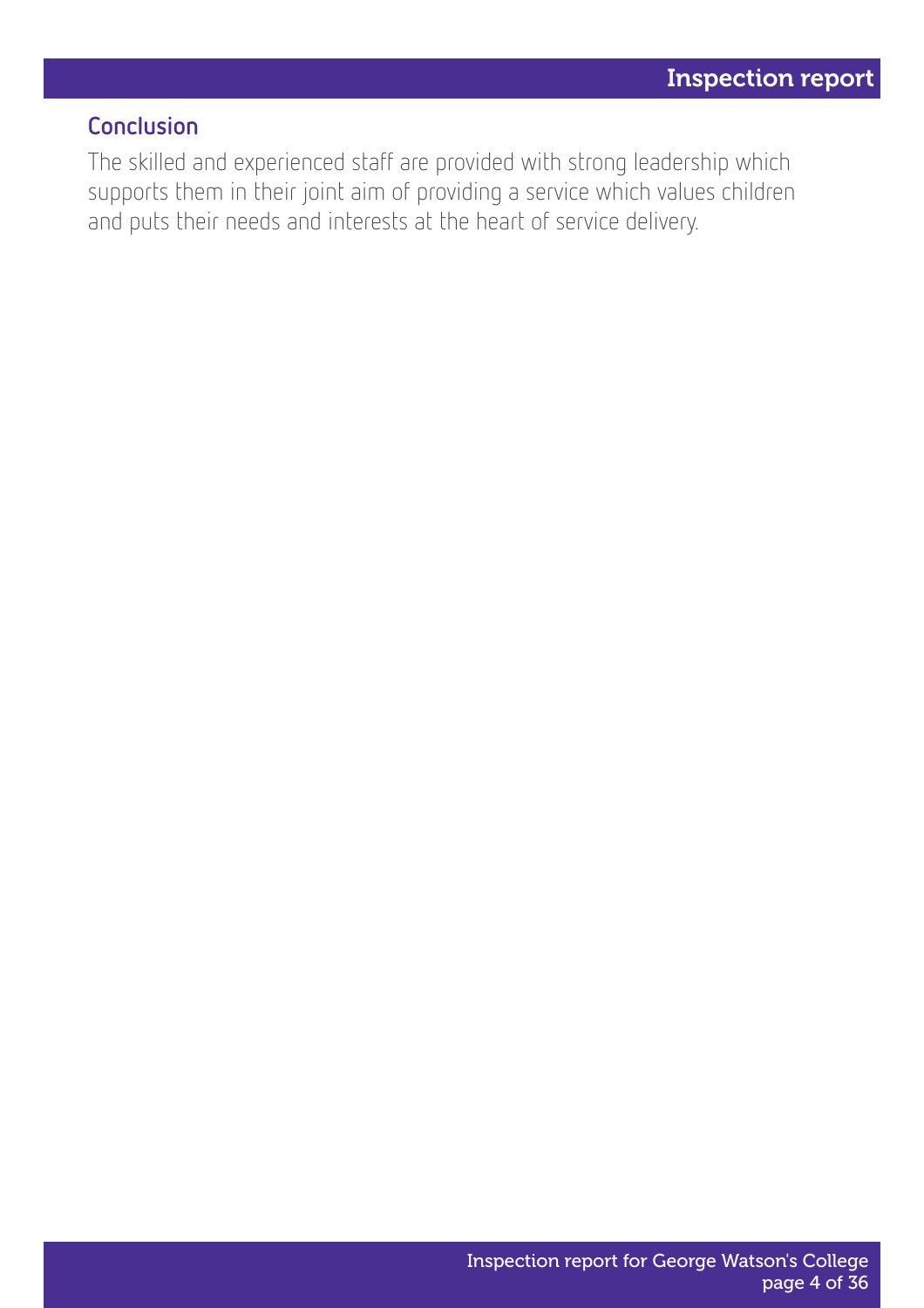## Conclusion

The skilled and experienced staff are provided with strong leadership which supports them in their joint aim of providing a service which values children and puts their needs and interests at the heart of service delivery.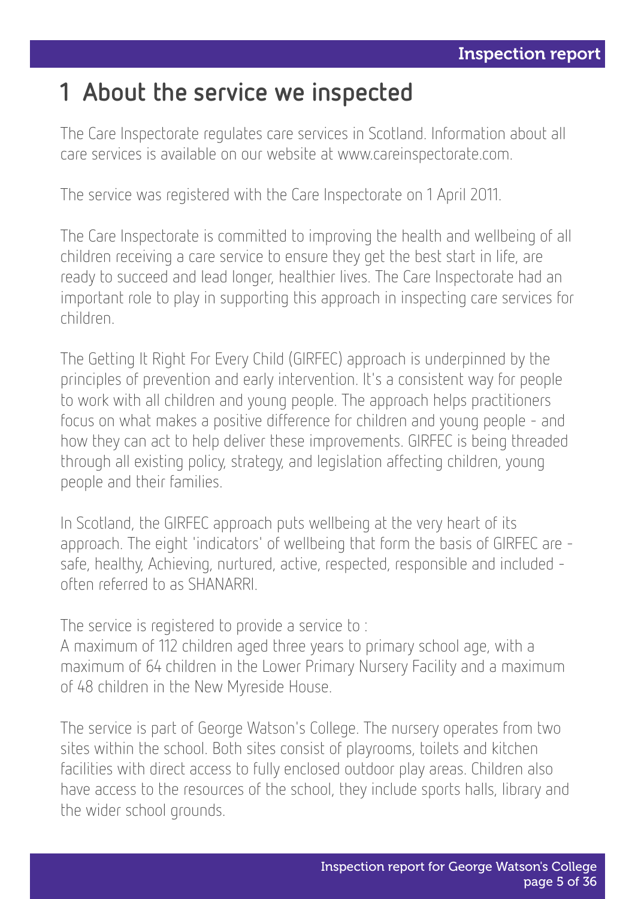# 1 About the service we inspected

The Care Inspectorate regulates care services in Scotland. Information about all care services is available on our website at www.careinspectorate.com.

The service was registered with the Care Inspectorate on 1 April 2011.

The Care Inspectorate is committed to improving the health and wellbeing of all children receiving a care service to ensure they get the best start in life, are ready to succeed and lead longer, healthier lives. The Care Inspectorate had an important role to play in supporting this approach in inspecting care services for children.

The Getting It Right For Every Child (GIRFEC) approach is underpinned by the principles of prevention and early intervention. It's a consistent way for people to work with all children and young people. The approach helps practitioners focus on what makes a positive difference for children and young people - and how they can act to help deliver these improvements. GIRFEC is being threaded through all existing policy, strategy, and legislation affecting children, young people and their families.

In Scotland, the GIRFEC approach puts wellbeing at the very heart of its approach. The eight 'indicators' of wellbeing that form the basis of GIRFEC are - safe, healthy, Achieving, nurtured, active, respected, responsible and included - often referred to as SHANARRI.

The service is registered to provide a service to :
A maximum of 112 children aged three years to primary school age, with a maximum of 64 children in the Lower Primary Nursery Facility and a maximum of 48 children in the New Myreside House.

The service is part of George Watson's College. The nursery operates from two sites within the school. Both sites consist of playrooms, toilets and kitchen facilities with direct access to fully enclosed outdoor play areas. Children also have access to the resources of the school, they include sports halls, library and the wider school grounds.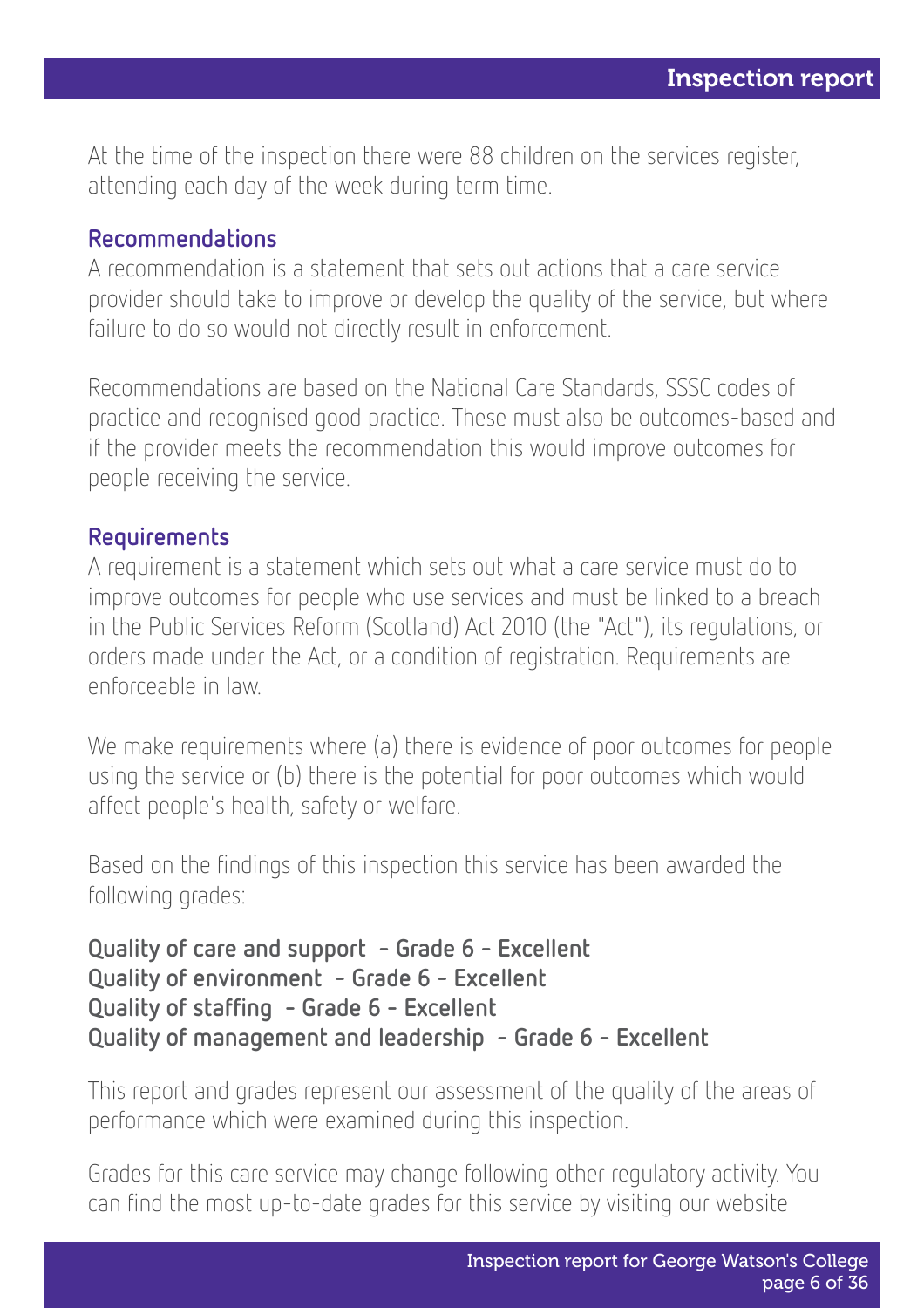At the time of the inspection there were 88 children on the services register, attending each day of the week during term time.

### Recommendations

A recommendation is a statement that sets out actions that a care service provider should take to improve or develop the quality of the service, but where failure to do so would not directly result in enforcement.

Recommendations are based on the National Care Standards, SSSC codes of practice and recognised good practice. These must also be outcomes-based and if the provider meets the recommendation this would improve outcomes for people receiving the service.

### Requirements

A requirement is a statement which sets out what a care service must do to improve outcomes for people who use services and must be linked to a breach in the Public Services Reform (Scotland) Act 2010 (the "Act"), its regulations, or orders made under the Act, or a condition of registration. Requirements are enforceable in law.

We make requirements where (a) there is evidence of poor outcomes for people using the service or (b) there is the potential for poor outcomes which would affect people's health, safety or welfare.

Based on the findings of this inspection this service has been awarded the following grades:

**Quality of care and support - Grade 6 - Excellent**
**Quality of environment - Grade 6 - Excellent**
**Quality of staffing - Grade 6 - Excellent**
**Quality of management and leadership - Grade 6 - Excellent**

This report and grades represent our assessment of the quality of the areas of performance which were examined during this inspection.

Grades for this care service may change following other regulatory activity. You can find the most up-to-date grades for this service by visiting our website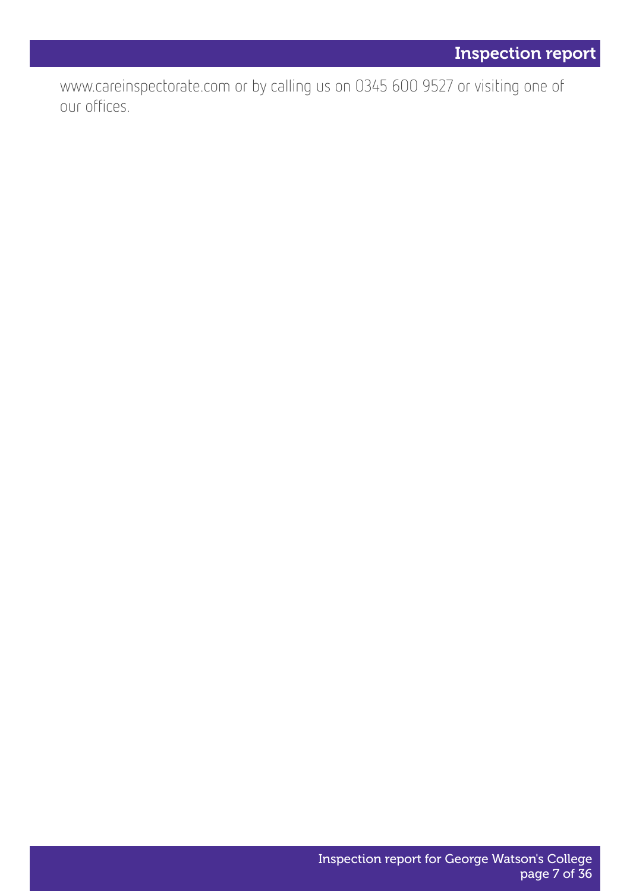www.careinspectorate.com or by calling us on 0345 600 9527 or visiting one of our offices.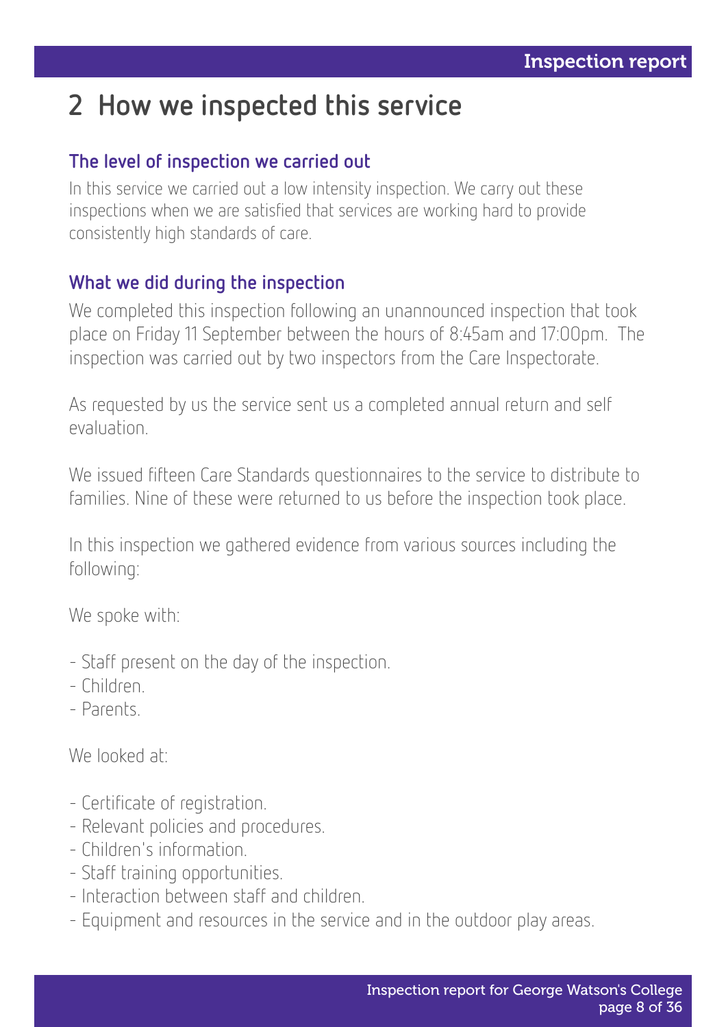## 2 How we inspected this service

### The level of inspection we carried out

In this service we carried out a low intensity inspection. We carry out these inspections when we are satisfied that services are working hard to provide consistently high standards of care.

### What we did during the inspection

We completed this inspection following an unannounced inspection that took place on Friday 11 September between the hours of 8:45am and 17:00pm. The inspection was carried out by two inspectors from the Care Inspectorate.

As requested by us the service sent us a completed annual return and self evaluation.

We issued fifteen Care Standards questionnaires to the service to distribute to families. Nine of these were returned to us before the inspection took place.

In this inspection we gathered evidence from various sources including the following:

We spoke with:

- Staff present on the day of the inspection.
- Children.
- Parents.

We looked at:

- Certificate of registration.
- Relevant policies and procedures.
- Children's information.
- Staff training opportunities.
- Interaction between staff and children.
- Equipment and resources in the service and in the outdoor play areas.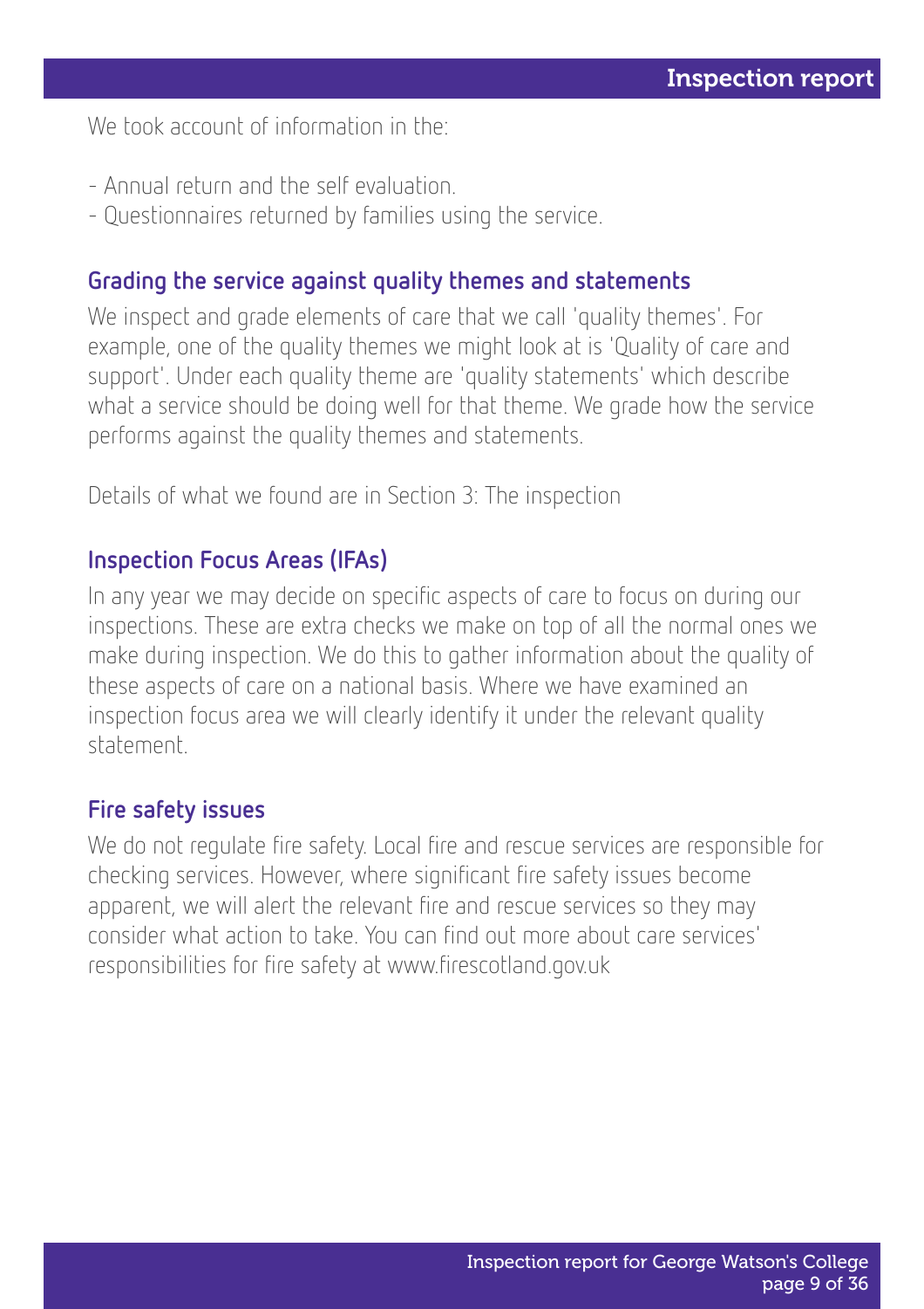We took account of information in the:

- Annual return and the self evaluation.
- Questionnaires returned by families using the service.

### Grading the service against quality themes and statements

We inspect and grade elements of care that we call 'quality themes'. For example, one of the quality themes we might look at is 'Quality of care and support'. Under each quality theme are 'quality statements' which describe what a service should be doing well for that theme. We grade how the service performs against the quality themes and statements.

Details of what we found are in Section 3: The inspection

### Inspection Focus Areas (IFAs)

In any year we may decide on specific aspects of care to focus on during our inspections. These are extra checks we make on top of all the normal ones we make during inspection. We do this to gather information about the quality of these aspects of care on a national basis. Where we have examined an inspection focus area we will clearly identify it under the relevant quality statement.

### Fire safety issues

We do not regulate fire safety. Local fire and rescue services are responsible for checking services. However, where significant fire safety issues become apparent, we will alert the relevant fire and rescue services so they may consider what action to take. You can find out more about care services' responsibilities for fire safety at www.firescotland.gov.uk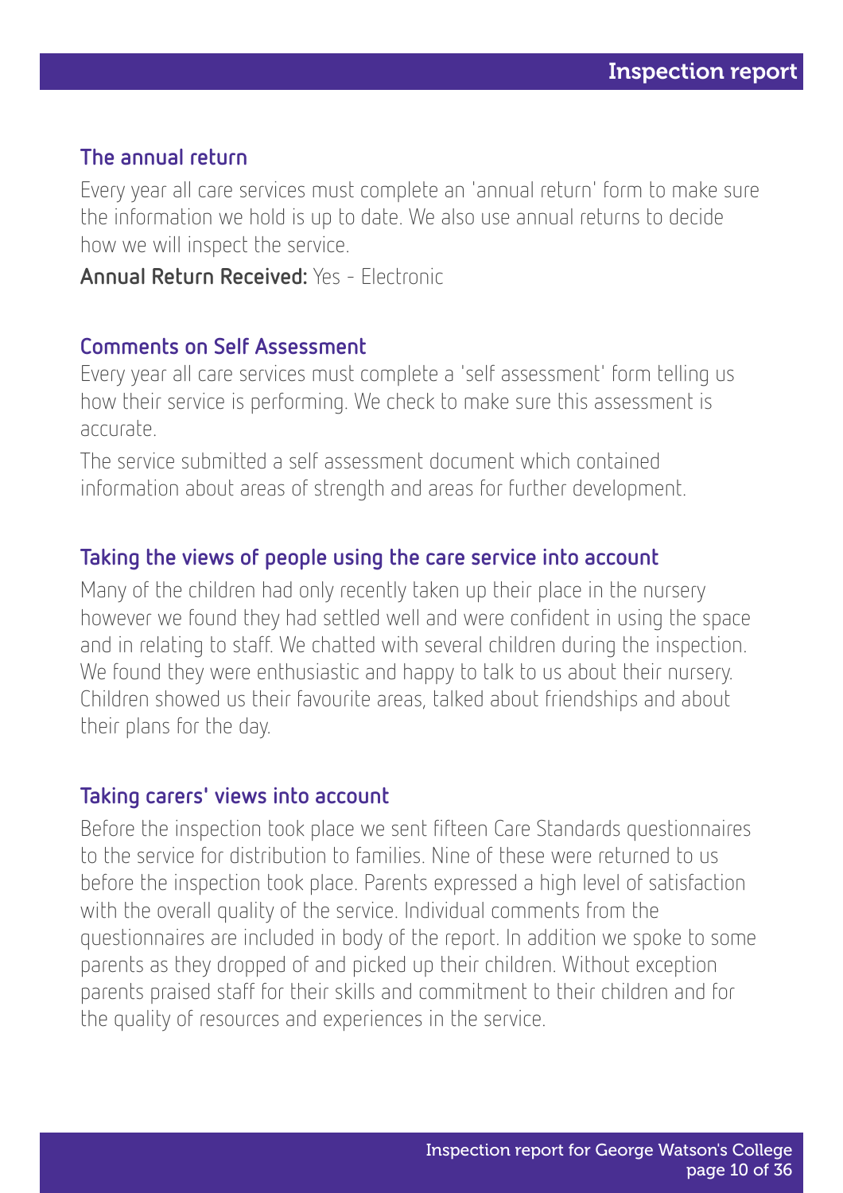### The annual return

Every year all care services must complete an 'annual return' form to make sure the information we hold is up to date. We also use annual returns to decide how we will inspect the service.

**Annual Return Received:** Yes - Electronic

### Comments on Self Assessment

Every year all care services must complete a 'self assessment' form telling us how their service is performing. We check to make sure this assessment is accurate.

The service submitted a self assessment document which contained information about areas of strength and areas for further development.

### Taking the views of people using the care service into account

Many of the children had only recently taken up their place in the nursery however we found they had settled well and were confident in using the space and in relating to staff. We chatted with several children during the inspection. We found they were enthusiastic and happy to talk to us about their nursery. Children showed us their favourite areas, talked about friendships and about their plans for the day.

### Taking carers' views into account

Before the inspection took place we sent fifteen Care Standards questionnaires to the service for distribution to families. Nine of these were returned to us before the inspection took place. Parents expressed a high level of satisfaction with the overall quality of the service. Individual comments from the questionnaires are included in body of the report. In addition we spoke to some parents as they dropped of and picked up their children. Without exception parents praised staff for their skills and commitment to their children and for the quality of resources and experiences in the service.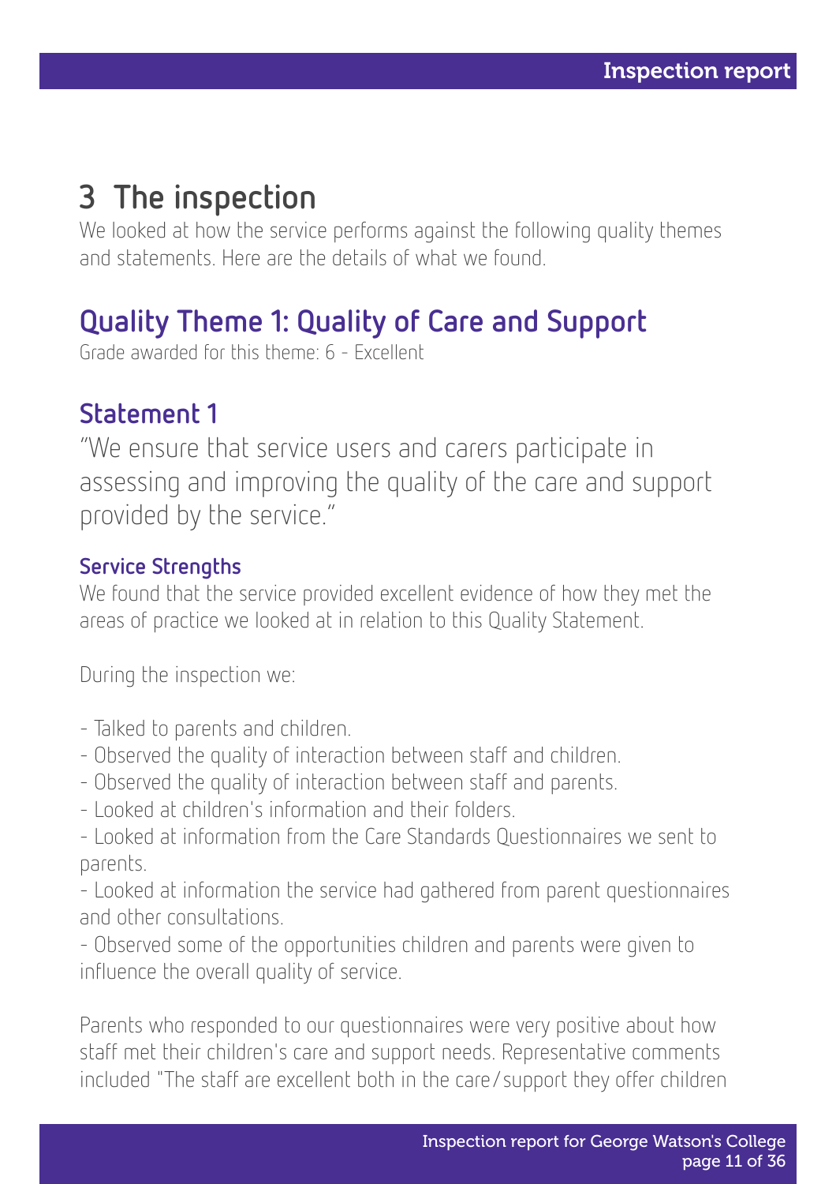# 3 The inspection

We looked at how the service performs against the following quality themes and statements. Here are the details of what we found.

## Quality Theme 1: Quality of Care and Support

Grade awarded for this theme: 6 - Excellent

### Statement 1

"We ensure that service users and carers participate in assessing and improving the quality of the care and support provided by the service."

#### Service Strengths

We found that the service provided excellent evidence of how they met the areas of practice we looked at in relation to this Quality Statement.

During the inspection we:

- Talked to parents and children.
- Observed the quality of interaction between staff and children.
- Observed the quality of interaction between staff and parents.
- Looked at children's information and their folders.
- Looked at information from the Care Standards Questionnaires we sent to parents.
- Looked at information the service had gathered from parent questionnaires and other consultations.
- Observed some of the opportunities children and parents were given to influence the overall quality of service.

Parents who responded to our questionnaires were very positive about how staff met their children's care and support needs. Representative comments included "The staff are excellent both in the care/support they offer children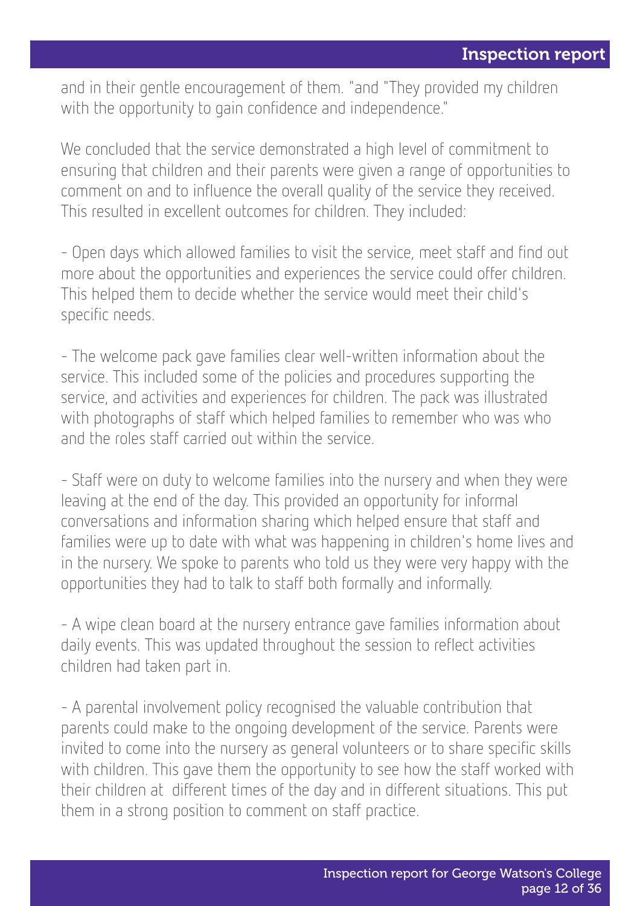and in their gentle encouragement of them. "and "They provided my children with the opportunity to gain confidence and independence."

We concluded that the service demonstrated a high level of commitment to ensuring that children and their parents were given a range of opportunities to comment on and to influence the overall quality of the service they received. This resulted in excellent outcomes for children. They included:

- Open days which allowed families to visit the service, meet staff and find out more about the opportunities and experiences the service could offer children. This helped them to decide whether the service would meet their child's specific needs.

- The welcome pack gave families clear well-written information about the service. This included some of the policies and procedures supporting the service, and activities and experiences for children. The pack was illustrated with photographs of staff which helped families to remember who was who and the roles staff carried out within the service.

- Staff were on duty to welcome families into the nursery and when they were leaving at the end of the day. This provided an opportunity for informal conversations and information sharing which helped ensure that staff and families were up to date with what was happening in children's home lives and in the nursery. We spoke to parents who told us they were very happy with the opportunities they had to talk to staff both formally and informally.

- A wipe clean board at the nursery entrance gave families information about daily events. This was updated throughout the session to reflect activities children had taken part in.

- A parental involvement policy recognised the valuable contribution that parents could make to the ongoing development of the service. Parents were invited to come into the nursery as general volunteers or to share specific skills with children. This gave them the opportunity to see how the staff worked with their children at different times of the day and in different situations. This put them in a strong position to comment on staff practice.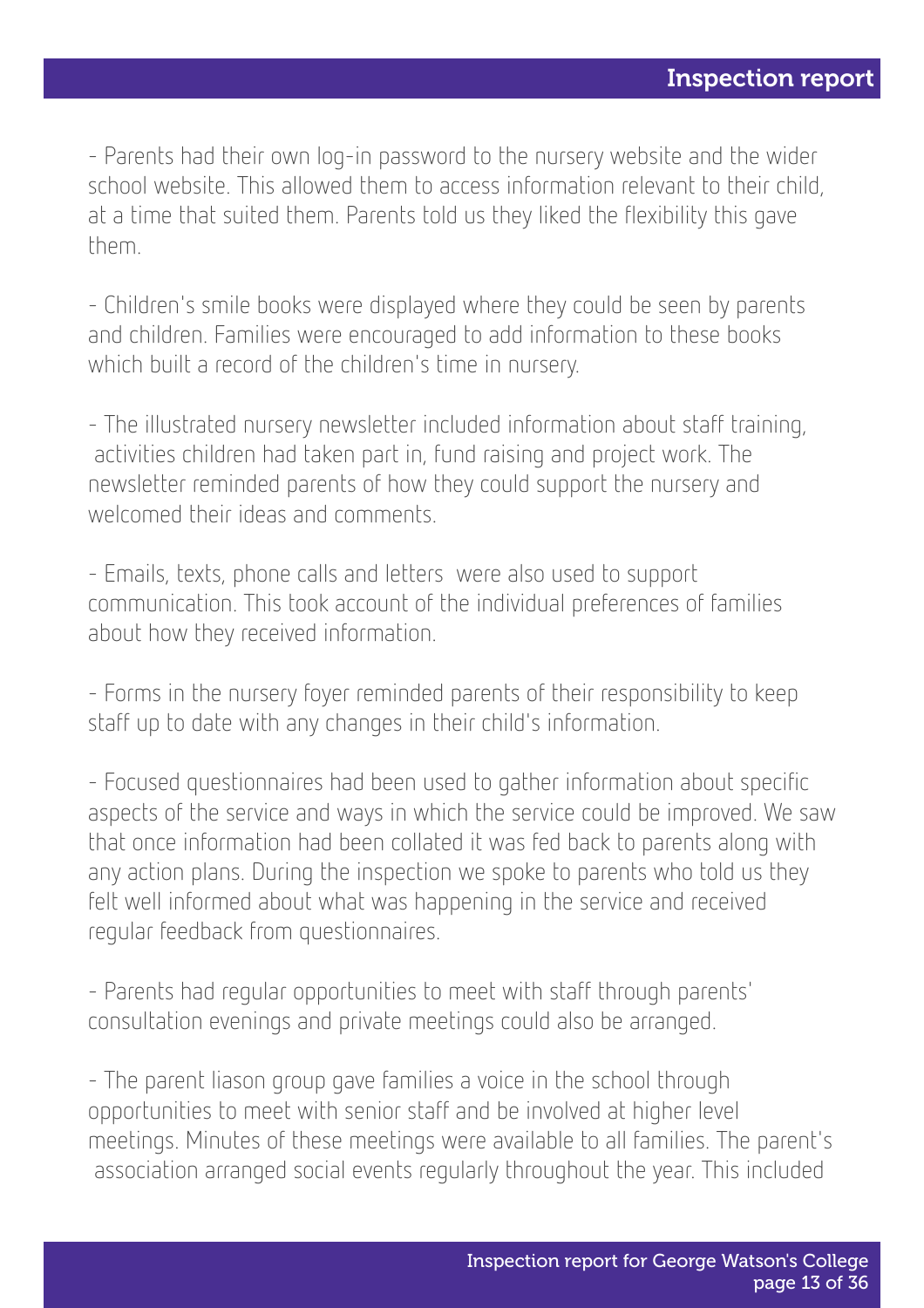- Parents had their own log-in password to the nursery website and the wider school website. This allowed them to access information relevant to their child, at a time that suited them. Parents told us they liked the flexibility this gave them.

- Children's smile books were displayed where they could be seen by parents and children. Families were encouraged to add information to these books which built a record of the children's time in nursery.

- The illustrated nursery newsletter included information about staff training, activities children had taken part in, fund raising and project work. The newsletter reminded parents of how they could support the nursery and welcomed their ideas and comments.

- Emails, texts, phone calls and letters were also used to support communication. This took account of the individual preferences of families about how they received information.

- Forms in the nursery foyer reminded parents of their responsibility to keep staff up to date with any changes in their child's information.

- Focused questionnaires had been used to gather information about specific aspects of the service and ways in which the service could be improved. We saw that once information had been collated it was fed back to parents along with any action plans. During the inspection we spoke to parents who told us they felt well informed about what was happening in the service and received regular feedback from questionnaires.

- Parents had regular opportunities to meet with staff through parents' consultation evenings and private meetings could also be arranged.

- The parent liason group gave families a voice in the school through opportunities to meet with senior staff and be involved at higher level meetings. Minutes of these meetings were available to all families. The parent's association arranged social events regularly throughout the year. This included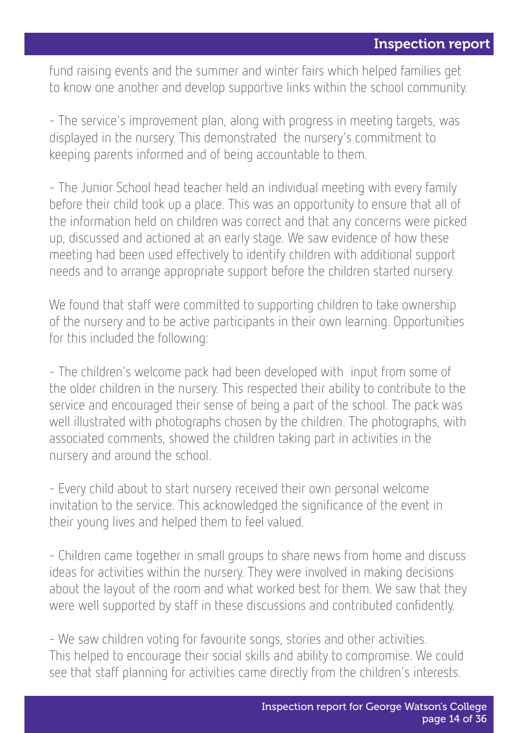fund raising events and the summer and winter fairs which helped families get to know one another and develop supportive links within the school community.

- The service's improvement plan, along with progress in meeting targets, was displayed in the nursery. This demonstrated the nursery's commitment to keeping parents informed and of being accountable to them.

- The Junior School head teacher held an individual meeting with every family before their child took up a place. This was an opportunity to ensure that all of the information held on children was correct and that any concerns were picked up, discussed and actioned at an early stage. We saw evidence of how these meeting had been used effectively to identify children with additional support needs and to arrange appropriate support before the children started nursery.

We found that staff were committed to supporting children to take ownership of the nursery and to be active participants in their own learning. Opportunities for this included the following:

- The children's welcome pack had been developed with input from some of the older children in the nursery. This respected their ability to contribute to the service and encouraged their sense of being a part of the school. The pack was well illustrated with photographs chosen by the children. The photographs, with associated comments, showed the children taking part in activities in the nursery and around the school.

- Every child about to start nursery received their own personal welcome invitation to the service. This acknowledged the significance of the event in their young lives and helped them to feel valued.

- Children came together in small groups to share news from home and discuss ideas for activities within the nursery. They were involved in making decisions about the layout of the room and what worked best for them. We saw that they were well supported by staff in these discussions and contributed confidently.

- We saw children voting for favourite songs, stories and other activities. This helped to encourage their social skills and ability to compromise. We could see that staff planning for activities came directly from the children's interests.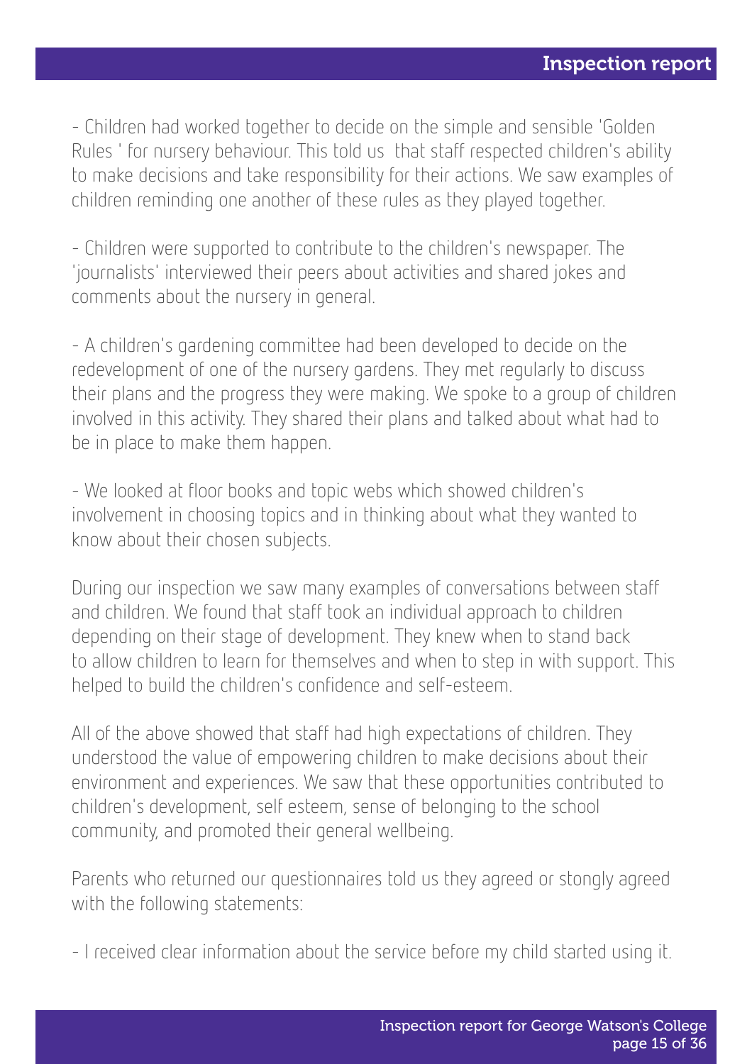- Children had worked together to decide on the simple and sensible 'Golden Rules ' for nursery behaviour. This told us that staff respected children's ability to make decisions and take responsibility for their actions. We saw examples of children reminding one another of these rules as they played together.

- Children were supported to contribute to the children's newspaper. The 'journalists' interviewed their peers about activities and shared jokes and comments about the nursery in general.

- A children's gardening committee had been developed to decide on the redevelopment of one of the nursery gardens. They met regularly to discuss their plans and the progress they were making. We spoke to a group of children involved in this activity. They shared their plans and talked about what had to be in place to make them happen.

- We looked at floor books and topic webs which showed children's involvement in choosing topics and in thinking about what they wanted to know about their chosen subjects.

During our inspection we saw many examples of conversations between staff and children. We found that staff took an individual approach to children depending on their stage of development. They knew when to stand back to allow children to learn for themselves and when to step in with support. This helped to build the children's confidence and self-esteem.

All of the above showed that staff had high expectations of children. They understood the value of empowering children to make decisions about their environment and experiences. We saw that these opportunities contributed to children's development, self esteem, sense of belonging to the school community, and promoted their general wellbeing.

Parents who returned our questionnaires told us they agreed or stongly agreed with the following statements:

- I received clear information about the service before my child started using it.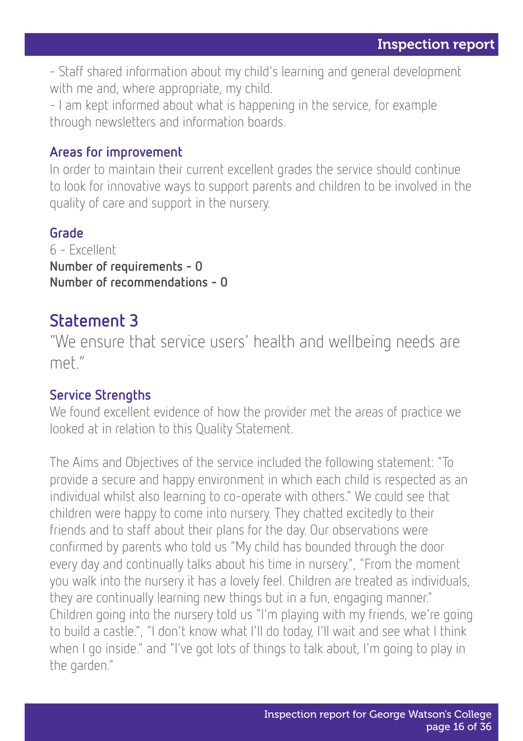- Staff shared information about my child's learning and general development with me and, where appropriate, my child.
- I am kept informed about what is happening in the service, for example through newsletters and information boards.

### Areas for improvement

In order to maintain their current excellent grades the service should continue to look for innovative ways to support parents and children to be involved in the quality of care and support in the nursery.

### Grade

6 - Excellent
**Number of requirements - 0**
**Number of recommendations - 0**

## Statement 3

"We ensure that service users' health and wellbeing needs are met."

### Service Strengths

We found excellent evidence of how the provider met the areas of practice we looked at in relation to this Quality Statement.

The Aims and Objectives of the service included the following statement: "To provide a secure and happy environment in which each child is respected as an individual whilst also learning to co-operate with others." We could see that children were happy to come into nursery. They chatted excitedly to their friends and to staff about their plans for the day. Our observations were confirmed by parents who told us "My child has bounded through the door every day and continually talks about his time in nursery.", "From the moment you walk into the nursery it has a lovely feel. Children are treated as individuals, they are continually learning new things but in a fun, engaging manner." Children going into the nursery told us "I'm playing with my friends, we're going to build a castle.", "I don't know what I'll do today, I'll wait and see what I think when I go inside." and "I've got lots of things to talk about, I'm going to play in the garden."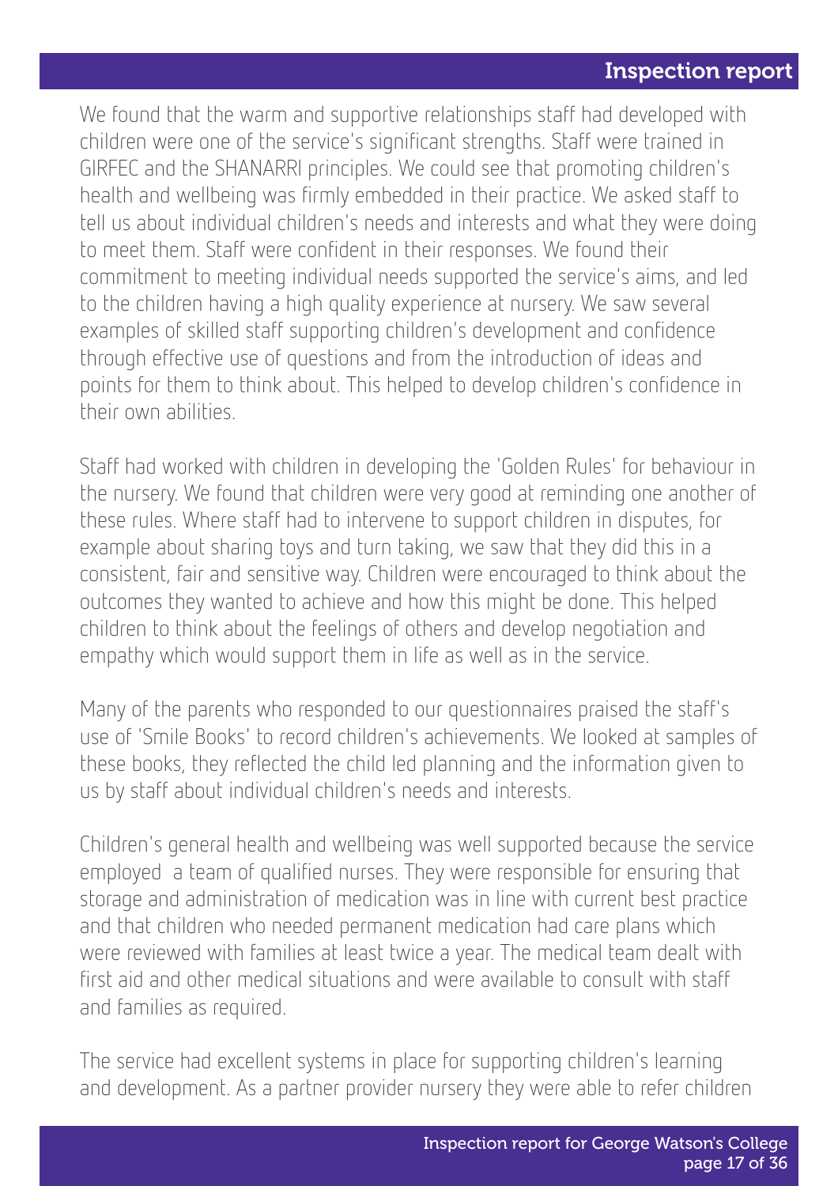We found that the warm and supportive relationships staff had developed with children were one of the service's significant strengths. Staff were trained in GIRFEC and the SHANARRI principles. We could see that promoting children's health and wellbeing was firmly embedded in their practice. We asked staff to tell us about individual children's needs and interests and what they were doing to meet them. Staff were confident in their responses. We found their commitment to meeting individual needs supported the service's aims, and led to the children having a high quality experience at nursery. We saw several examples of skilled staff supporting children's development and confidence through effective use of questions and from the introduction of ideas and points for them to think about. This helped to develop children's confidence in their own abilities.

Staff had worked with children in developing the 'Golden Rules' for behaviour in the nursery. We found that children were very good at reminding one another of these rules. Where staff had to intervene to support children in disputes, for example about sharing toys and turn taking, we saw that they did this in a consistent, fair and sensitive way. Children were encouraged to think about the outcomes they wanted to achieve and how this might be done. This helped children to think about the feelings of others and develop negotiation and empathy which would support them in life as well as in the service.

Many of the parents who responded to our questionnaires praised the staff's use of 'Smile Books' to record children's achievements. We looked at samples of these books, they reflected the child led planning and the information given to us by staff about individual children's needs and interests.

Children's general health and wellbeing was well supported because the service employed a team of qualified nurses. They were responsible for ensuring that storage and administration of medication was in line with current best practice and that children who needed permanent medication had care plans which were reviewed with families at least twice a year. The medical team dealt with first aid and other medical situations and were available to consult with staff and families as required.

The service had excellent systems in place for supporting children's learning and development. As a partner provider nursery they were able to refer children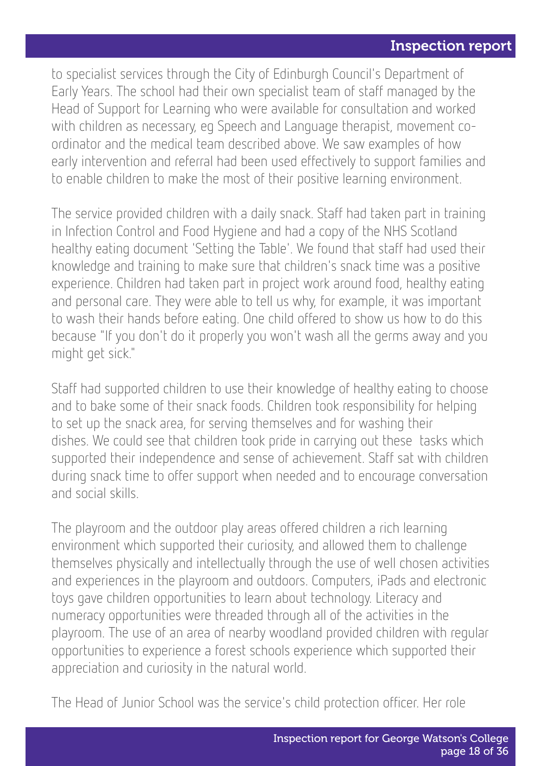to specialist services through the City of Edinburgh Council's Department of Early Years. The school had their own specialist team of staff managed by the Head of Support for Learning who were available for consultation and worked with children as necessary, eg Speech and Language therapist, movement co-ordinator and the medical team described above. We saw examples of how early intervention and referral had been used effectively to support families and to enable children to make the most of their positive learning environment.

The service provided children with a daily snack. Staff had taken part in training in Infection Control and Food Hygiene and had a copy of the NHS Scotland healthy eating document 'Setting the Table'. We found that staff had used their knowledge and training to make sure that children's snack time was a positive experience. Children had taken part in project work around food, healthy eating and personal care. They were able to tell us why, for example, it was important to wash their hands before eating. One child offered to show us how to do this because "If you don't do it properly you won't wash all the germs away and you might get sick."

Staff had supported children to use their knowledge of healthy eating to choose and to bake some of their snack foods. Children took responsibility for helping to set up the snack area, for serving themselves and for washing their dishes. We could see that children took pride in carrying out these tasks which supported their independence and sense of achievement. Staff sat with children during snack time to offer support when needed and to encourage conversation and social skills.

The playroom and the outdoor play areas offered children a rich learning environment which supported their curiosity, and allowed them to challenge themselves physically and intellectually through the use of well chosen activities and experiences in the playroom and outdoors. Computers, iPads and electronic toys gave children opportunities to learn about technology. Literacy and numeracy opportunities were threaded through all of the activities in the playroom. The use of an area of nearby woodland provided children with regular opportunities to experience a forest schools experience which supported their appreciation and curiosity in the natural world.

The Head of Junior School was the service's child protection officer. Her role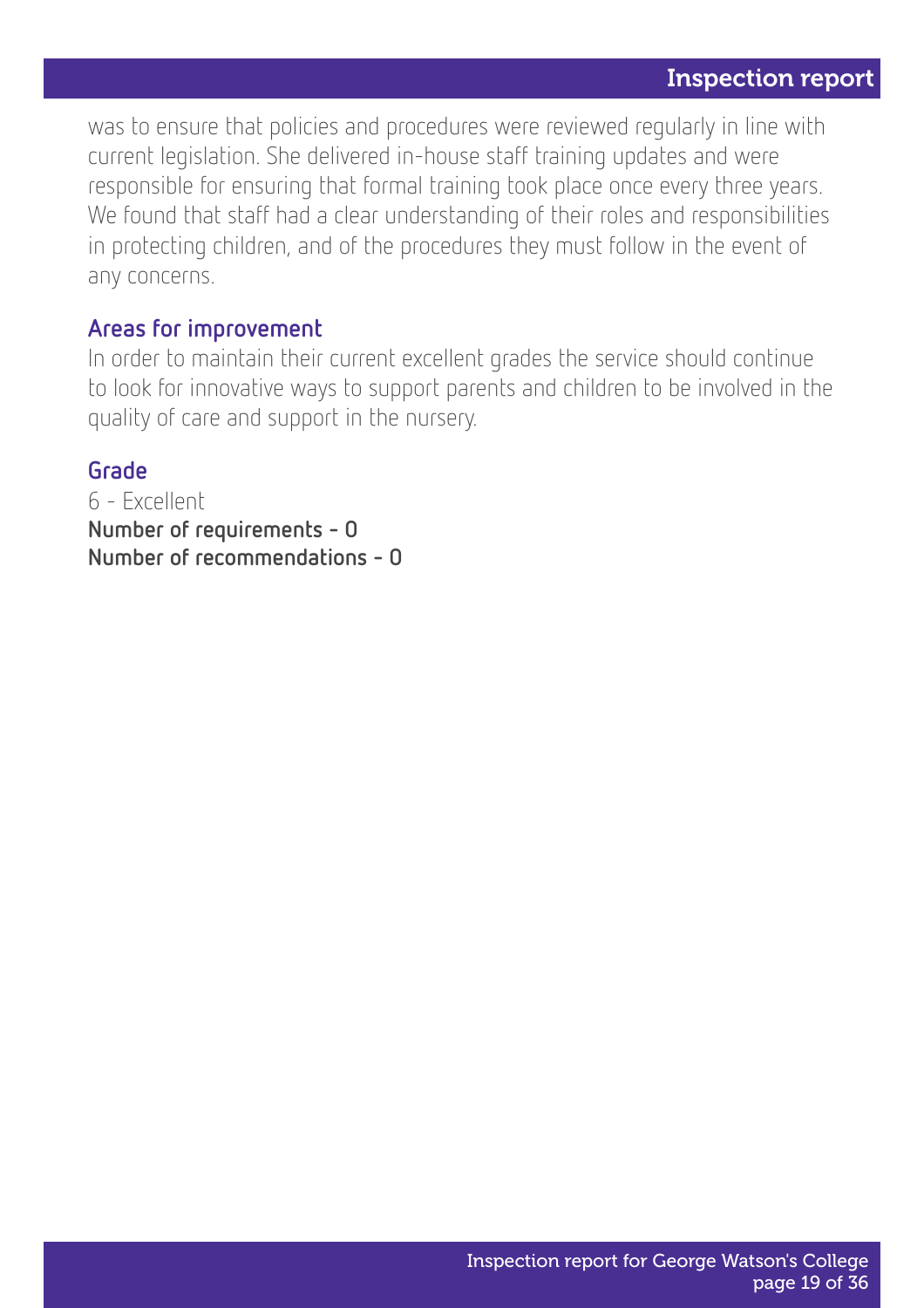was to ensure that policies and procedures were reviewed regularly in line with current legislation. She delivered in-house staff training updates and were responsible for ensuring that formal training took place once every three years. We found that staff had a clear understanding of their roles and responsibilities in protecting children, and of the procedures they must follow in the event of any concerns.

### Areas for improvement

In order to maintain their current excellent grades the service should continue to look for innovative ways to support parents and children to be involved in the quality of care and support in the nursery.

### Grade

6 - Excellent

**Number of requirements - 0**

**Number of recommendations - 0**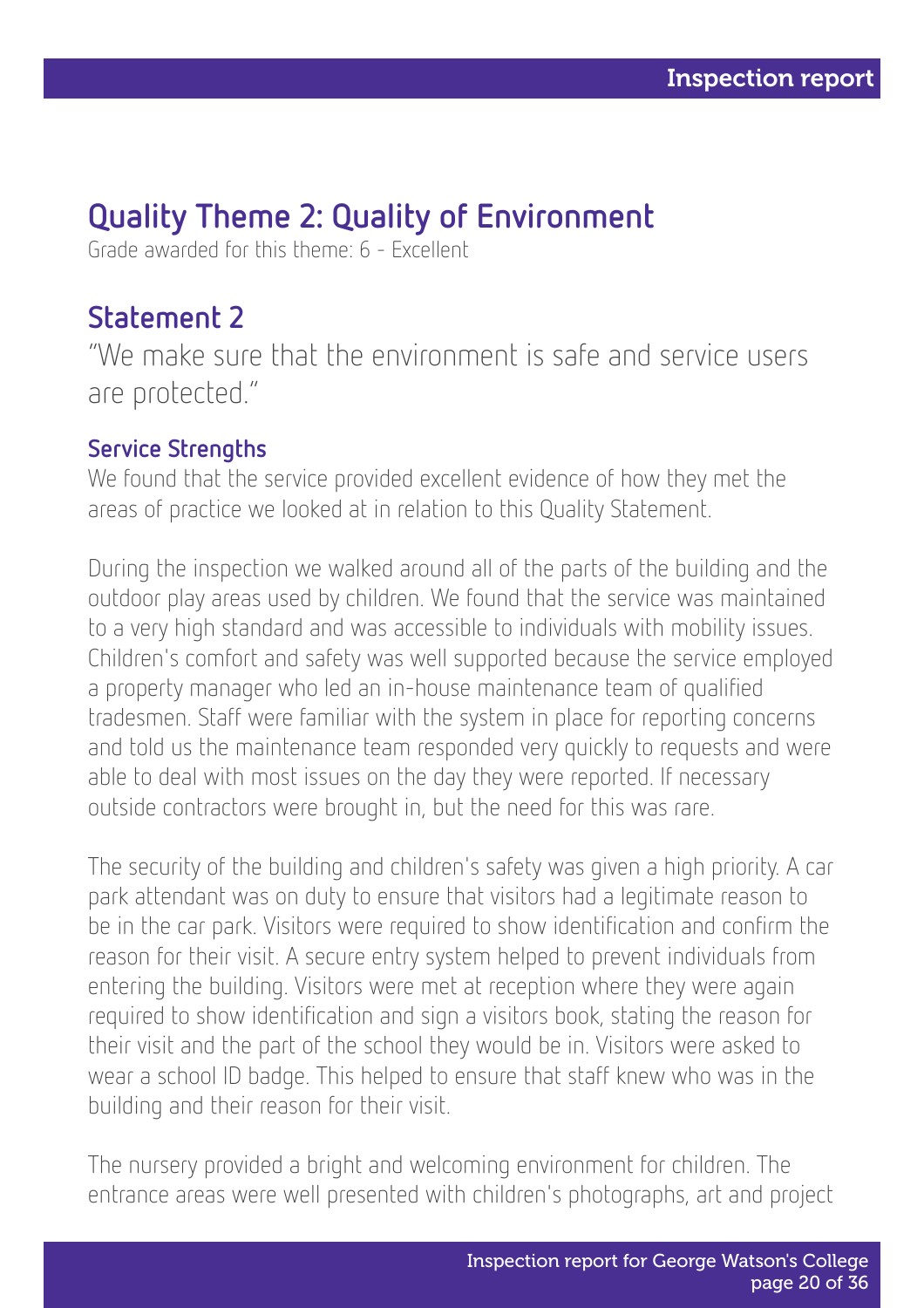## Quality Theme 2: Quality of Environment

Grade awarded for this theme: 6 - Excellent

### Statement 2

"We make sure that the environment is safe and service users are protected."

#### Service Strengths

We found that the service provided excellent evidence of how they met the areas of practice we looked at in relation to this Quality Statement.

During the inspection we walked around all of the parts of the building and the outdoor play areas used by children. We found that the service was maintained to a very high standard and was accessible to individuals with mobility issues. Children's comfort and safety was well supported because the service employed a property manager who led an in-house maintenance team of qualified tradesmen. Staff were familiar with the system in place for reporting concerns and told us the maintenance team responded very quickly to requests and were able to deal with most issues on the day they were reported. If necessary outside contractors were brought in, but the need for this was rare.

The security of the building and children's safety was given a high priority. A car park attendant was on duty to ensure that visitors had a legitimate reason to be in the car park. Visitors were required to show identification and confirm the reason for their visit. A secure entry system helped to prevent individuals from entering the building. Visitors were met at reception where they were again required to show identification and sign a visitors book, stating the reason for their visit and the part of the school they would be in. Visitors were asked to wear a school ID badge. This helped to ensure that staff knew who was in the building and their reason for their visit.

The nursery provided a bright and welcoming environment for children. The entrance areas were well presented with children's photographs, art and project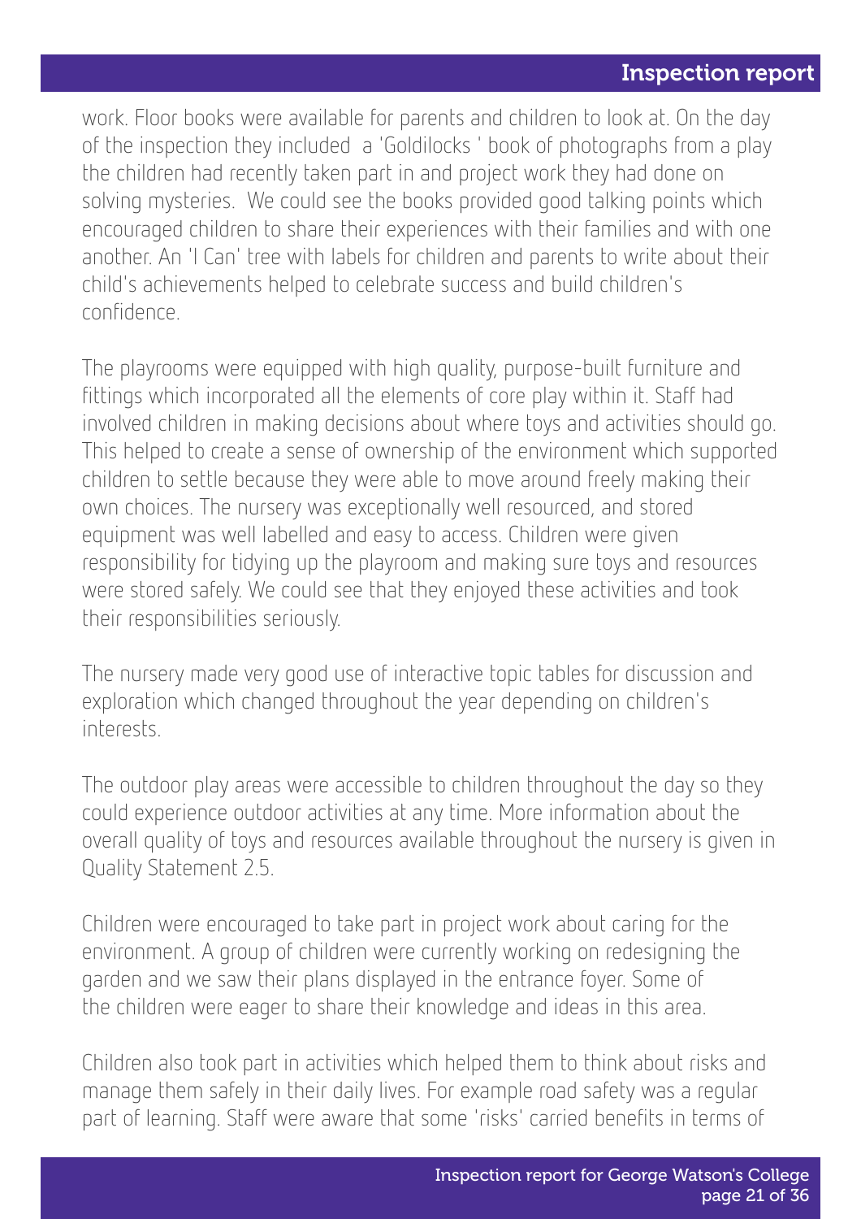work. Floor books were available for parents and children to look at. On the day of the inspection they included a 'Goldilocks ' book of photographs from a play the children had recently taken part in and project work they had done on solving mysteries. We could see the books provided good talking points which encouraged children to share their experiences with their families and with one another. An 'I Can' tree with labels for children and parents to write about their child's achievements helped to celebrate success and build children's confidence.

The playrooms were equipped with high quality, purpose-built furniture and fittings which incorporated all the elements of core play within it. Staff had involved children in making decisions about where toys and activities should go. This helped to create a sense of ownership of the environment which supported children to settle because they were able to move around freely making their own choices. The nursery was exceptionally well resourced, and stored equipment was well labelled and easy to access. Children were given responsibility for tidying up the playroom and making sure toys and resources were stored safely. We could see that they enjoyed these activities and took their responsibilities seriously.

The nursery made very good use of interactive topic tables for discussion and exploration which changed throughout the year depending on children's interests.

The outdoor play areas were accessible to children throughout the day so they could experience outdoor activities at any time. More information about the overall quality of toys and resources available throughout the nursery is given in Quality Statement 2.5.

Children were encouraged to take part in project work about caring for the environment. A group of children were currently working on redesigning the garden and we saw their plans displayed in the entrance foyer. Some of the children were eager to share their knowledge and ideas in this area.

Children also took part in activities which helped them to think about risks and manage them safely in their daily lives. For example road safety was a regular part of learning. Staff were aware that some 'risks' carried benefits in terms of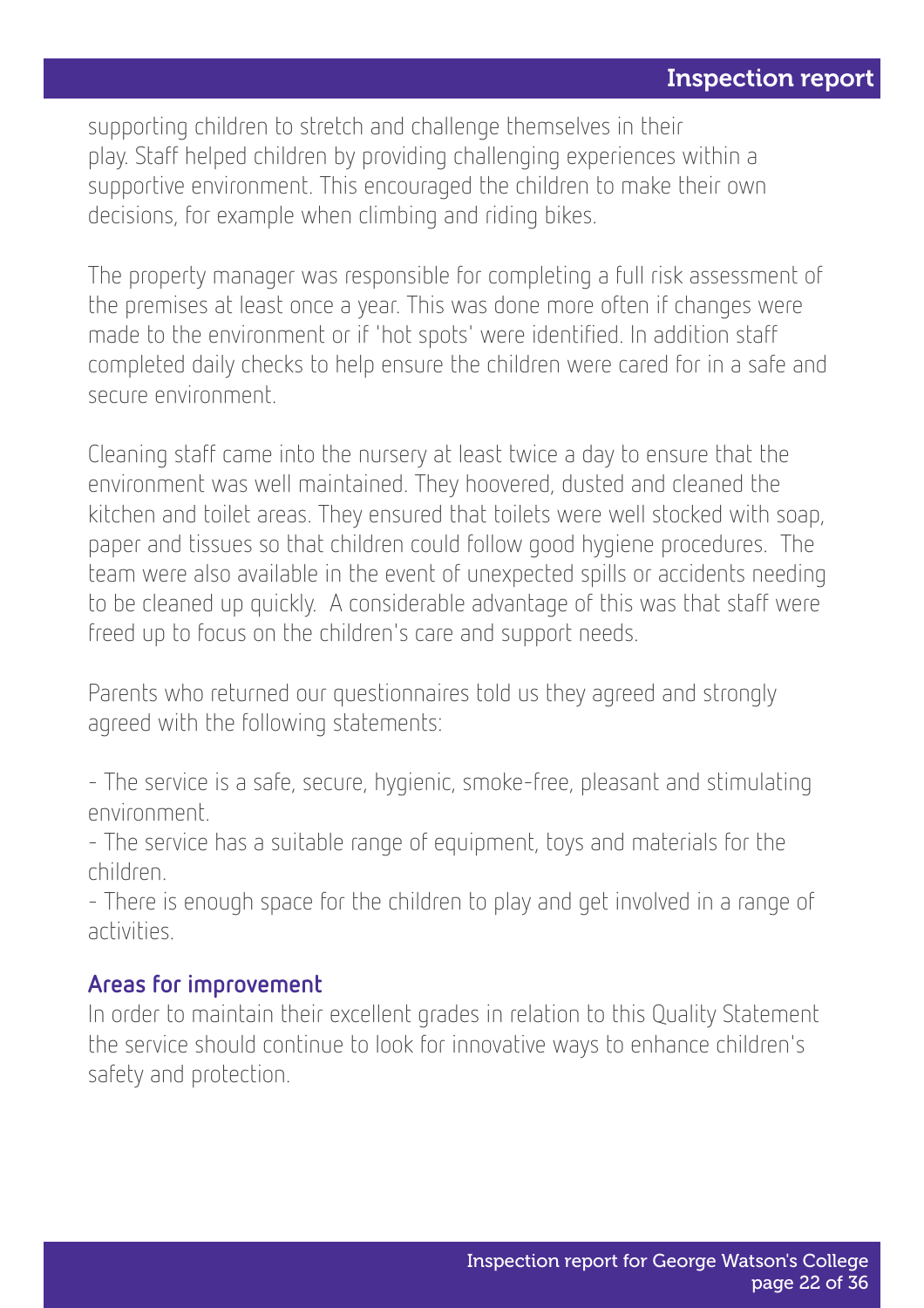supporting children to stretch and challenge themselves in their play. Staff helped children by providing challenging experiences within a supportive environment. This encouraged the children to make their own decisions, for example when climbing and riding bikes.

The property manager was responsible for completing a full risk assessment of the premises at least once a year. This was done more often if changes were made to the environment or if 'hot spots' were identified. In addition staff completed daily checks to help ensure the children were cared for in a safe and secure environment.

Cleaning staff came into the nursery at least twice a day to ensure that the environment was well maintained. They hoovered, dusted and cleaned the kitchen and toilet areas. They ensured that toilets were well stocked with soap, paper and tissues so that children could follow good hygiene procedures. The team were also available in the event of unexpected spills or accidents needing to be cleaned up quickly. A considerable advantage of this was that staff were freed up to focus on the children's care and support needs.

Parents who returned our questionnaires told us they agreed and strongly agreed with the following statements:

- The service is a safe, secure, hygienic, smoke-free, pleasant and stimulating environment.
- The service has a suitable range of equipment, toys and materials for the children.
- There is enough space for the children to play and get involved in a range of activities.

### Areas for improvement

In order to maintain their excellent grades in relation to this Quality Statement the service should continue to look for innovative ways to enhance children's safety and protection.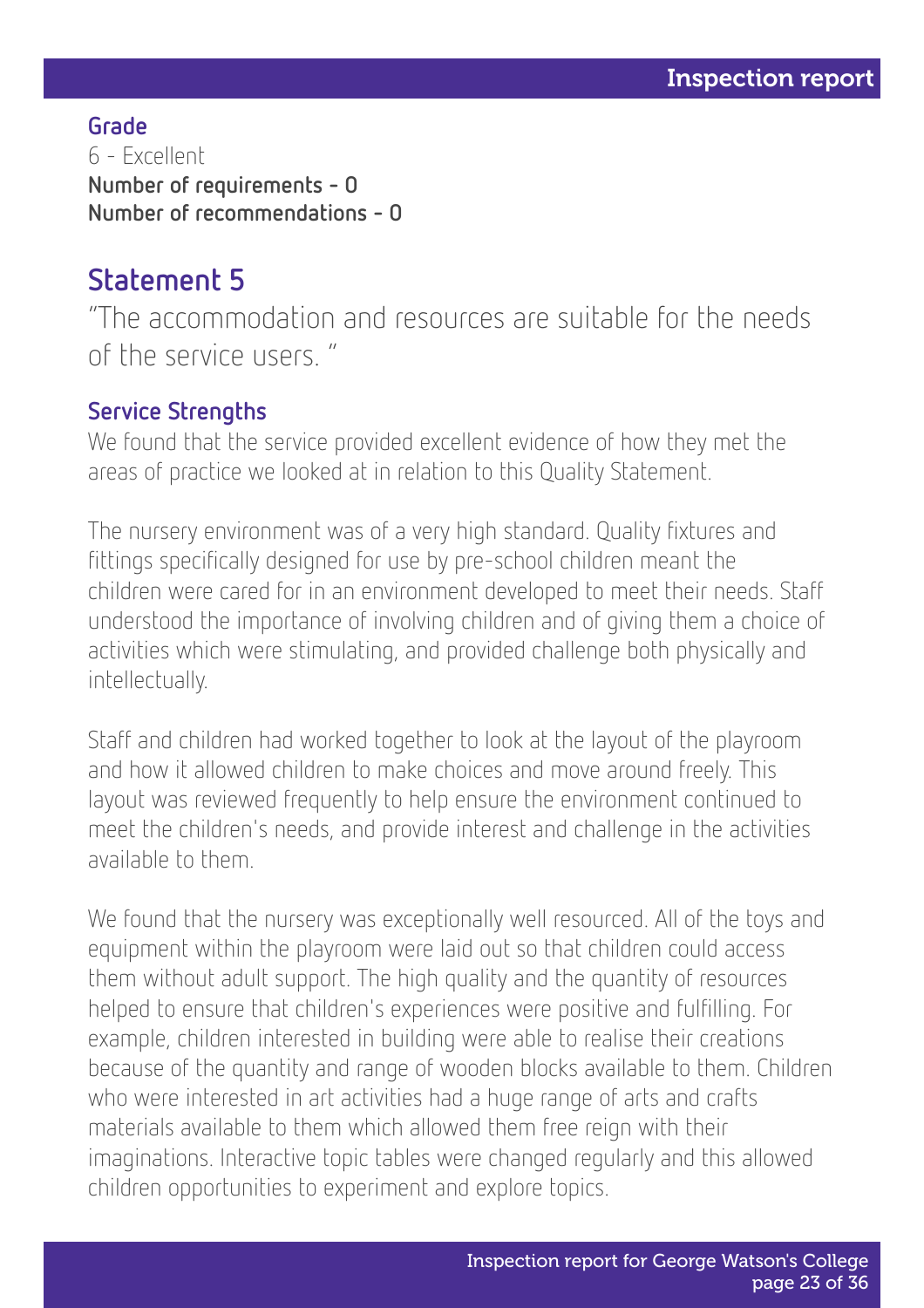### Grade

6 - Excellent

**Number of requirements - 0**

**Number of recommendations - 0**

## Statement 5

"The accommodation and resources are suitable for the needs of the service users. "

### Service Strengths

We found that the service provided excellent evidence of how they met the areas of practice we looked at in relation to this Quality Statement.

The nursery environment was of a very high standard. Quality fixtures and fittings specifically designed for use by pre-school children meant the children were cared for in an environment developed to meet their needs. Staff understood the importance of involving children and of giving them a choice of activities which were stimulating, and provided challenge both physically and intellectually.

Staff and children had worked together to look at the layout of the playroom and how it allowed children to make choices and move around freely. This layout was reviewed frequently to help ensure the environment continued to meet the children's needs, and provide interest and challenge in the activities available to them.

We found that the nursery was exceptionally well resourced. All of the toys and equipment within the playroom were laid out so that children could access them without adult support. The high quality and the quantity of resources helped to ensure that children's experiences were positive and fulfilling. For example, children interested in building were able to realise their creations because of the quantity and range of wooden blocks available to them. Children who were interested in art activities had a huge range of arts and crafts materials available to them which allowed them free reign with their imaginations. Interactive topic tables were changed regularly and this allowed children opportunities to experiment and explore topics.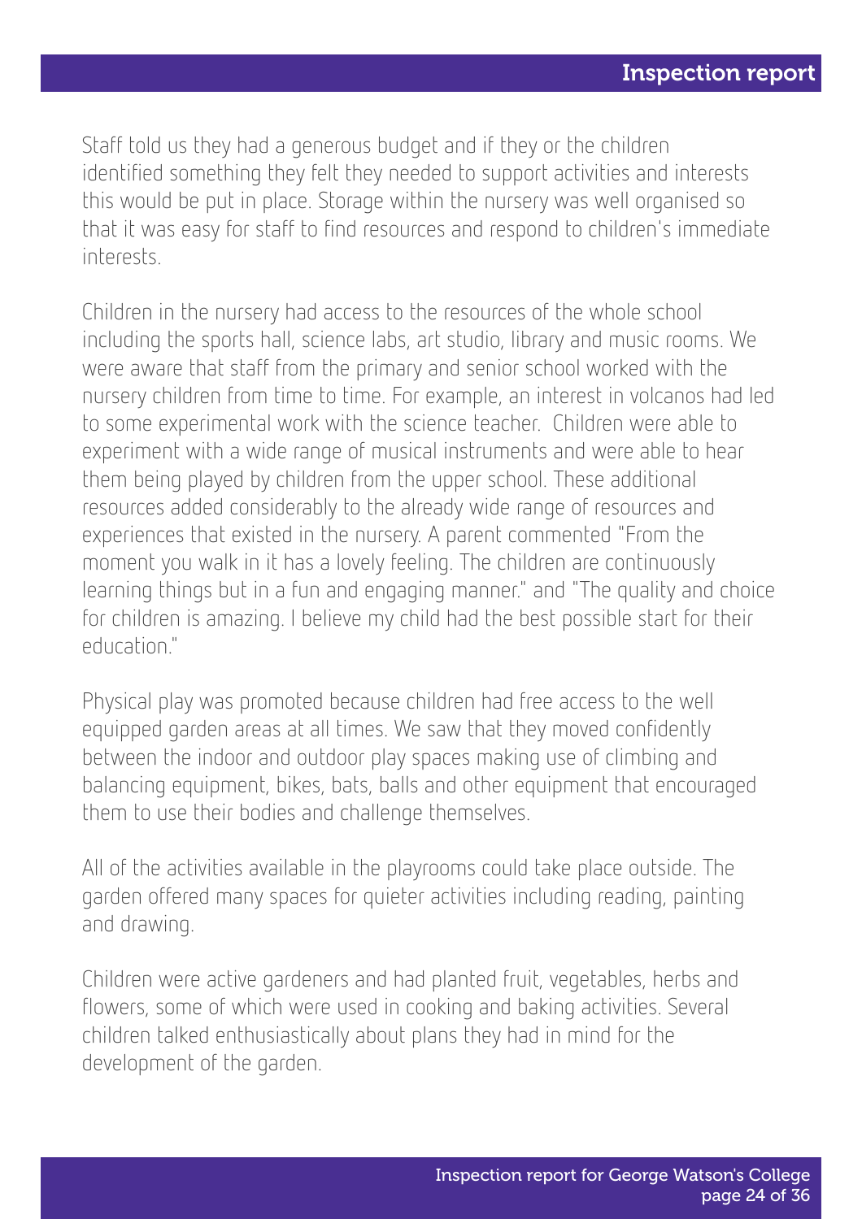Staff told us they had a generous budget and if they or the children identified something they felt they needed to support activities and interests this would be put in place. Storage within the nursery was well organised so that it was easy for staff to find resources and respond to children's immediate interests.

Children in the nursery had access to the resources of the whole school including the sports hall, science labs, art studio, library and music rooms. We were aware that staff from the primary and senior school worked with the nursery children from time to time. For example, an interest in volcanos had led to some experimental work with the science teacher. Children were able to experiment with a wide range of musical instruments and were able to hear them being played by children from the upper school. These additional resources added considerably to the already wide range of resources and experiences that existed in the nursery. A parent commented "From the moment you walk in it has a lovely feeling. The children are continuously learning things but in a fun and engaging manner." and "The quality and choice for children is amazing. I believe my child had the best possible start for their education."

Physical play was promoted because children had free access to the well equipped garden areas at all times. We saw that they moved confidently between the indoor and outdoor play spaces making use of climbing and balancing equipment, bikes, bats, balls and other equipment that encouraged them to use their bodies and challenge themselves.

All of the activities available in the playrooms could take place outside. The garden offered many spaces for quieter activities including reading, painting and drawing.

Children were active gardeners and had planted fruit, vegetables, herbs and flowers, some of which were used in cooking and baking activities. Several children talked enthusiastically about plans they had in mind for the development of the garden.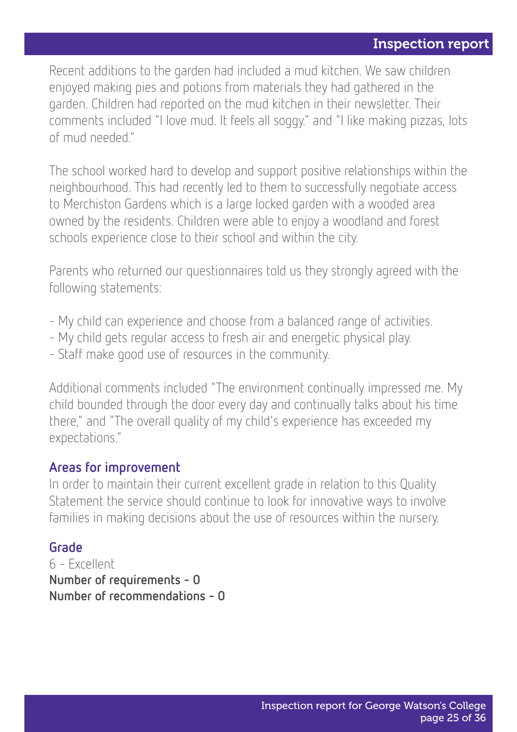Recent additions to the garden had included a mud kitchen. We saw children enjoyed making pies and potions from materials they had gathered in the garden. Children had reported on the mud kitchen in their newsletter. Their comments included "I love mud. It feels all soggy." and "I like making pizzas, lots of mud needed."

The school worked hard to develop and support positive relationships within the neighbourhood. This had recently led to them to successfully negotiate access to Merchiston Gardens which is a large locked garden with a wooded area owned by the residents. Children were able to enjoy a woodland and forest schools experience close to their school and within the city.

Parents who returned our questionnaires told us they strongly agreed with the following statements:

- My child can experience and choose from a balanced range of activities.
- My child gets regular access to fresh air and energetic physical play.
- Staff make good use of resources in the community.

Additional comments included "The environment continually impressed me. My child bounded through the door every day and continually talks about his time there," and "The overall quality of my child's experience has exceeded my expectations."

### Areas for improvement

In order to maintain their current excellent grade in relation to this Quality Statement the service should continue to look for innovative ways to involve families in making decisions about the use of resources within the nursery.

### Grade

6 - Excellent

**Number of requirements - 0**

**Number of recommendations - 0**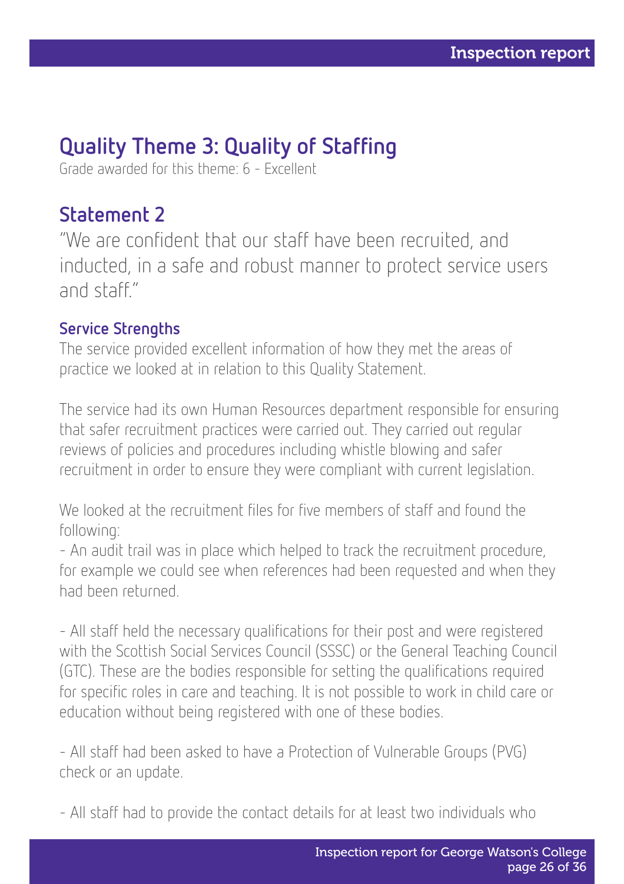## Quality Theme 3: Quality of Staffing

Grade awarded for this theme: 6 - Excellent

## Statement 2

"We are confident that our staff have been recruited, and inducted, in a safe and robust manner to protect service users and staff."

### Service Strengths

The service provided excellent information of how they met the areas of practice we looked at in relation to this Quality Statement.

The service had its own Human Resources department responsible for ensuring that safer recruitment practices were carried out. They carried out regular reviews of policies and procedures including whistle blowing and safer recruitment in order to ensure they were compliant with current legislation.

We looked at the recruitment files for five members of staff and found the following:

- An audit trail was in place which helped to track the recruitment procedure, for example we could see when references had been requested and when they had been returned.

- All staff held the necessary qualifications for their post and were registered with the Scottish Social Services Council (SSSC) or the General Teaching Council (GTC). These are the bodies responsible for setting the qualifications required for specific roles in care and teaching. It is not possible to work in child care or education without being registered with one of these bodies.

- All staff had been asked to have a Protection of Vulnerable Groups (PVG) check or an update.

- All staff had to provide the contact details for at least two individuals who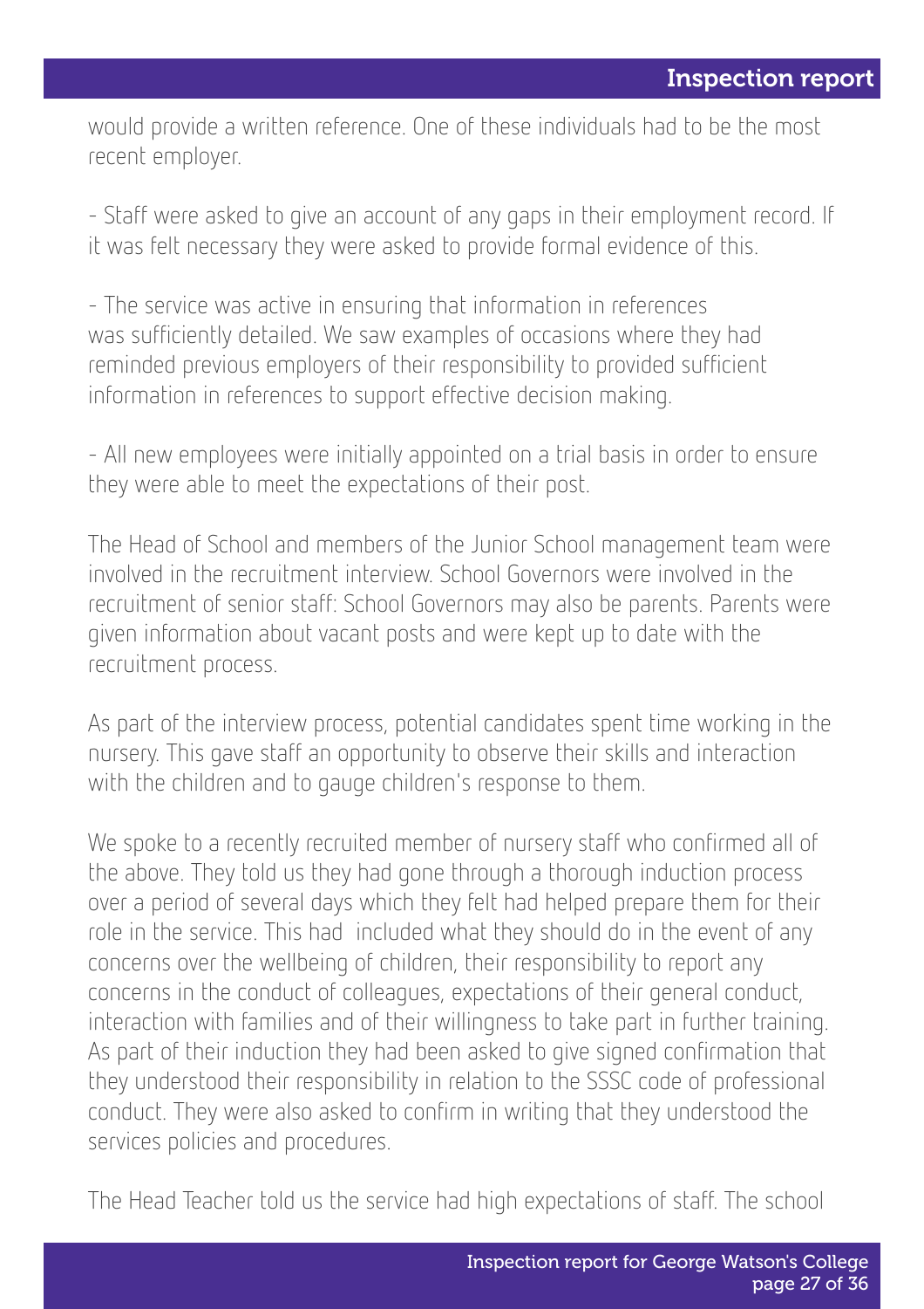would provide a written reference. One of these individuals had to be the most recent employer.

- Staff were asked to give an account of any gaps in their employment record. If it was felt necessary they were asked to provide formal evidence of this.

- The service was active in ensuring that information in references was sufficiently detailed. We saw examples of occasions where they had reminded previous employers of their responsibility to provided sufficient information in references to support effective decision making.

- All new employees were initially appointed on a trial basis in order to ensure they were able to meet the expectations of their post.

The Head of School and members of the Junior School management team were involved in the recruitment interview. School Governors were involved in the recruitment of senior staff: School Governors may also be parents. Parents were given information about vacant posts and were kept up to date with the recruitment process.

As part of the interview process, potential candidates spent time working in the nursery. This gave staff an opportunity to observe their skills and interaction with the children and to gauge children's response to them.

We spoke to a recently recruited member of nursery staff who confirmed all of the above. They told us they had gone through a thorough induction process over a period of several days which they felt had helped prepare them for their role in the service. This had included what they should do in the event of any concerns over the wellbeing of children, their responsibility to report any concerns in the conduct of colleagues, expectations of their general conduct, interaction with families and of their willingness to take part in further training. As part of their induction they had been asked to give signed confirmation that they understood their responsibility in relation to the SSSC code of professional conduct. They were also asked to confirm in writing that they understood the services policies and procedures.

The Head Teacher told us the service had high expectations of staff. The school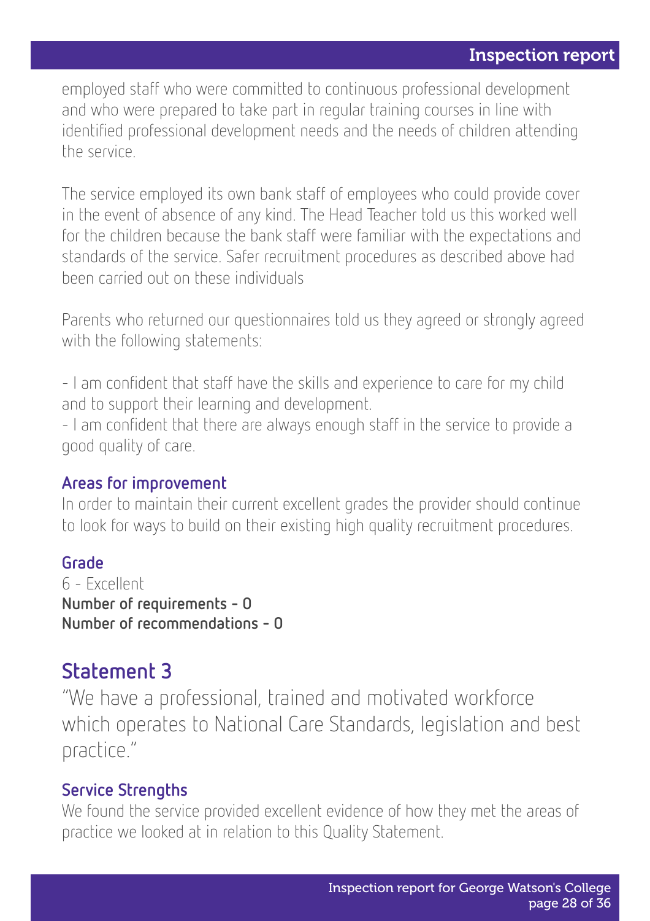employed staff who were committed to continuous professional development and who were prepared to take part in regular training courses in line with identified professional development needs and the needs of children attending the service.

The service employed its own bank staff of employees who could provide cover in the event of absence of any kind. The Head Teacher told us this worked well for the children because the bank staff were familiar with the expectations and standards of the service. Safer recruitment procedures as described above had been carried out on these individuals

Parents who returned our questionnaires told us they agreed or strongly agreed with the following statements:

- I am confident that staff have the skills and experience to care for my child and to support their learning and development.
- I am confident that there are always enough staff in the service to provide a good quality of care.

### Areas for improvement

In order to maintain their current excellent grades the provider should continue to look for ways to build on their existing high quality recruitment procedures.

### Grade

6 - Excellent
**Number of requirements - 0**
**Number of recommendations - 0**

## Statement 3

"We have a professional, trained and motivated workforce which operates to National Care Standards, legislation and best practice."

### Service Strengths

We found the service provided excellent evidence of how they met the areas of practice we looked at in relation to this Quality Statement.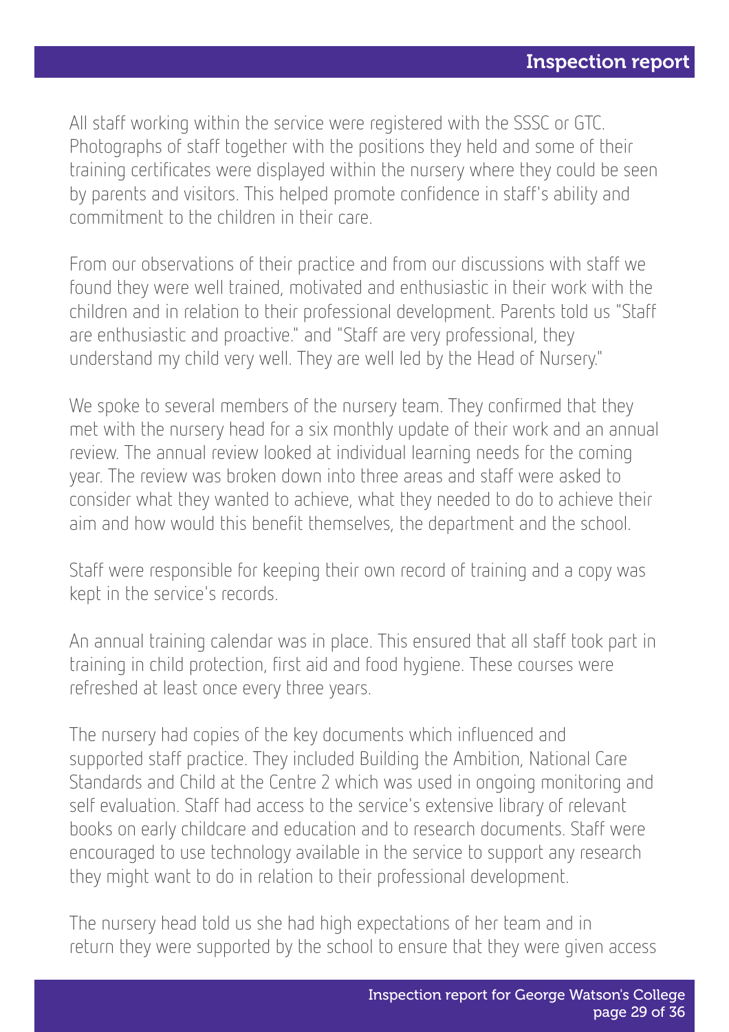All staff working within the service were registered with the SSSC or GTC. Photographs of staff together with the positions they held and some of their training certificates were displayed within the nursery where they could be seen by parents and visitors. This helped promote confidence in staff's ability and commitment to the children in their care.

From our observations of their practice and from our discussions with staff we found they were well trained, motivated and enthusiastic in their work with the children and in relation to their professional development. Parents told us "Staff are enthusiastic and proactive." and "Staff are very professional, they understand my child very well. They are well led by the Head of Nursery."

We spoke to several members of the nursery team. They confirmed that they met with the nursery head for a six monthly update of their work and an annual review. The annual review looked at individual learning needs for the coming year. The review was broken down into three areas and staff were asked to consider what they wanted to achieve, what they needed to do to achieve their aim and how would this benefit themselves, the department and the school.

Staff were responsible for keeping their own record of training and a copy was kept in the service's records.

An annual training calendar was in place. This ensured that all staff took part in training in child protection, first aid and food hygiene. These courses were refreshed at least once every three years.

The nursery had copies of the key documents which influenced and supported staff practice. They included Building the Ambition, National Care Standards and Child at the Centre 2 which was used in ongoing monitoring and self evaluation. Staff had access to the service's extensive library of relevant books on early childcare and education and to research documents. Staff were encouraged to use technology available in the service to support any research they might want to do in relation to their professional development.

The nursery head told us she had high expectations of her team and in return they were supported by the school to ensure that they were given access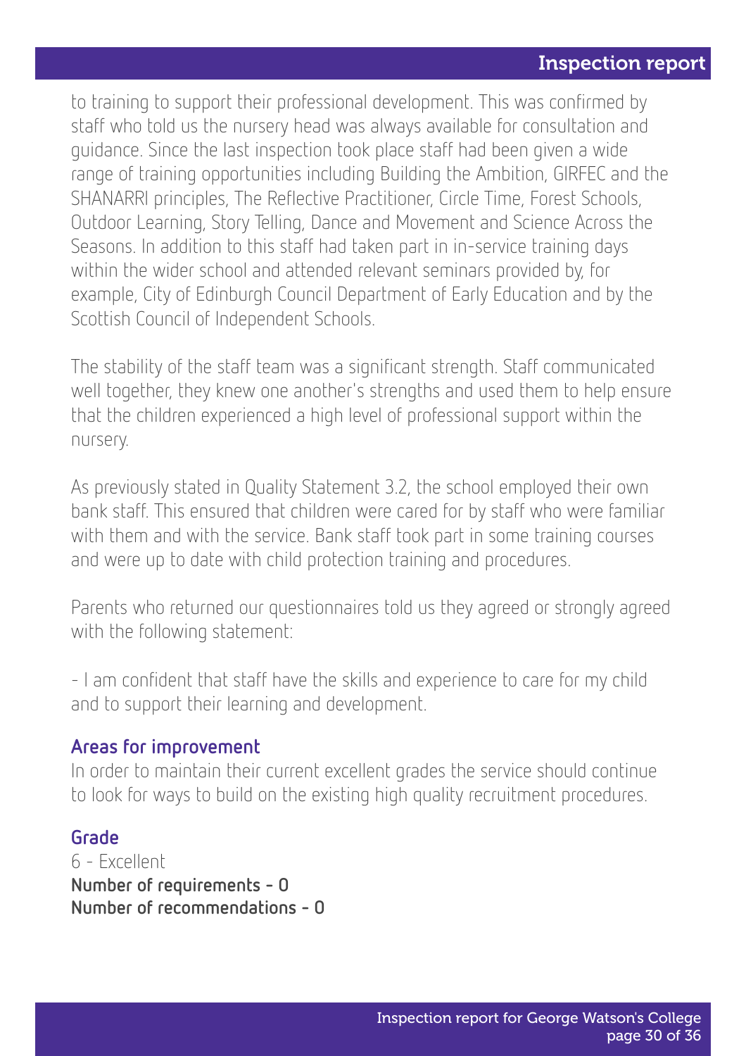to training to support their professional development. This was confirmed by staff who told us the nursery head was always available for consultation and guidance. Since the last inspection took place staff had been given a wide range of training opportunities including Building the Ambition, GIRFEC and the SHANARRI principles, The Reflective Practitioner, Circle Time, Forest Schools, Outdoor Learning, Story Telling, Dance and Movement and Science Across the Seasons. In addition to this staff had taken part in in-service training days within the wider school and attended relevant seminars provided by, for example, City of Edinburgh Council Department of Early Education and by the Scottish Council of Independent Schools.

The stability of the staff team was a significant strength. Staff communicated well together, they knew one another's strengths and used them to help ensure that the children experienced a high level of professional support within the nursery.

As previously stated in Quality Statement 3.2, the school employed their own bank staff. This ensured that children were cared for by staff who were familiar with them and with the service. Bank staff took part in some training courses and were up to date with child protection training and procedures.

Parents who returned our questionnaires told us they agreed or strongly agreed with the following statement:

- I am confident that staff have the skills and experience to care for my child and to support their learning and development.

### Areas for improvement

In order to maintain their current excellent grades the service should continue to look for ways to build on the existing high quality recruitment procedures.

### Grade

6 - Excellent

**Number of requirements - 0**

**Number of recommendations - 0**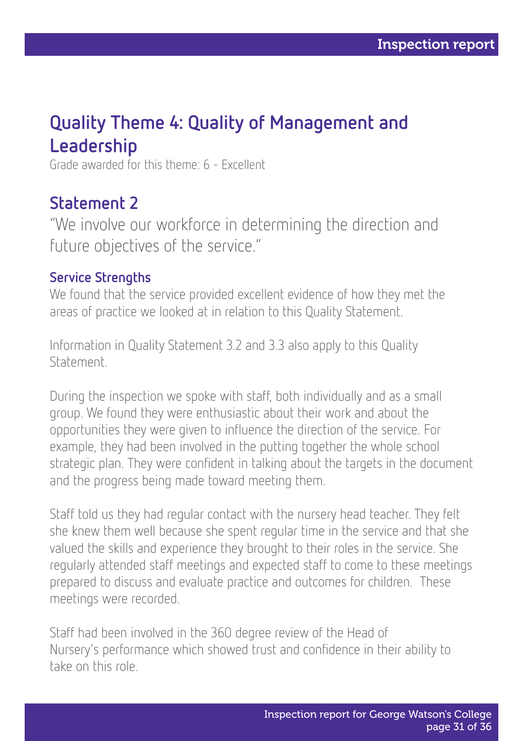## Quality Theme 4: Quality of Management and Leadership

Grade awarded for this theme: 6 - Excellent

## Statement 2

"We involve our workforce in determining the direction and future objectives of the service."

### Service Strengths

We found that the service provided excellent evidence of how they met the areas of practice we looked at in relation to this Quality Statement.

Information in Quality Statement 3.2 and 3.3 also apply to this Quality Statement.

During the inspection we spoke with staff, both individually and as a small group. We found they were enthusiastic about their work and about the opportunities they were given to influence the direction of the service. For example, they had been involved in the putting together the whole school strategic plan. They were confident in talking about the targets in the document and the progress being made toward meeting them.

Staff told us they had regular contact with the nursery head teacher. They felt she knew them well because she spent regular time in the service and that she valued the skills and experience they brought to their roles in the service. She regularly attended staff meetings and expected staff to come to these meetings prepared to discuss and evaluate practice and outcomes for children. These meetings were recorded.

Staff had been involved in the 360 degree review of the Head of Nursery's performance which showed trust and confidence in their ability to take on this role.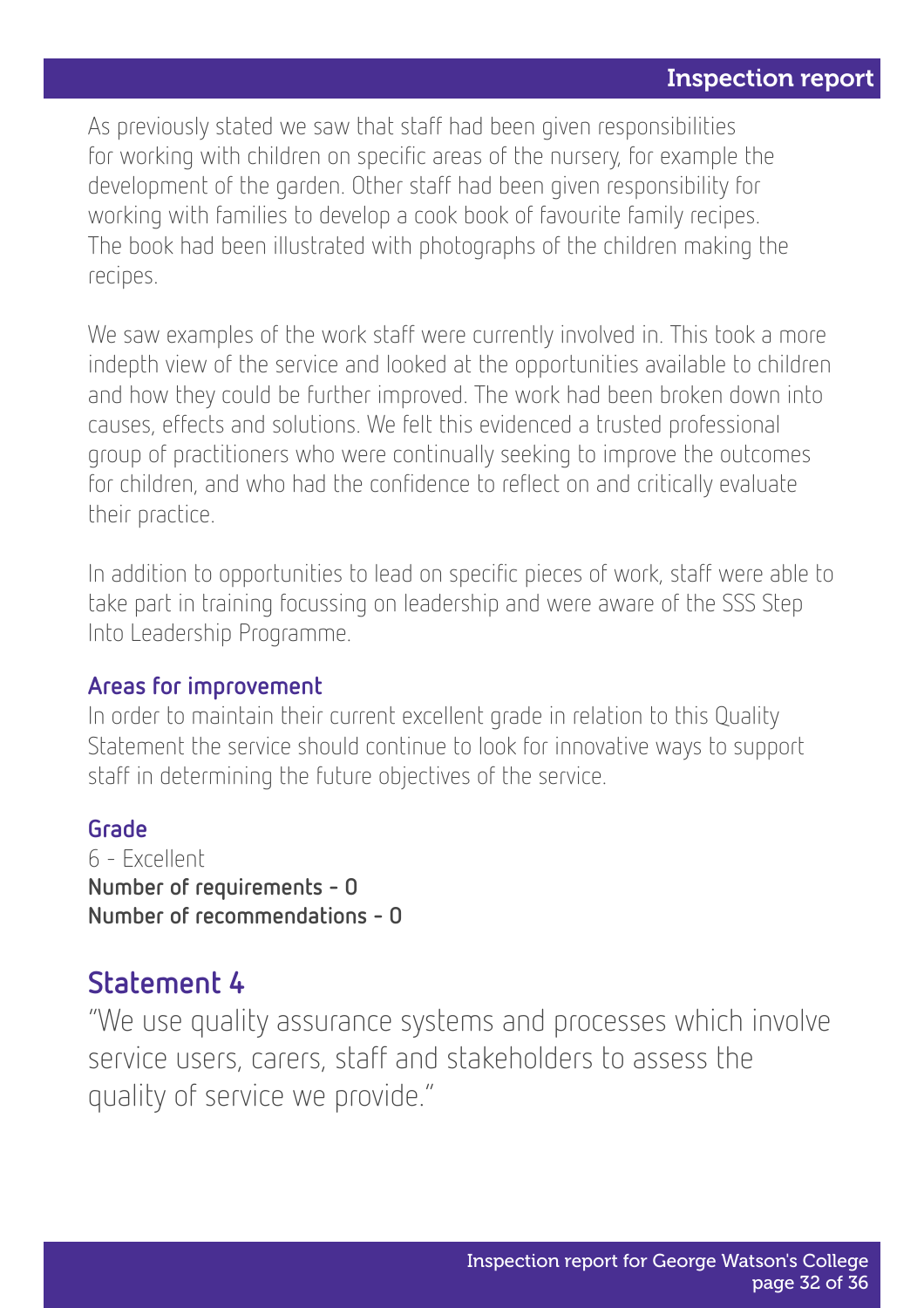As previously stated we saw that staff had been given responsibilities for working with children on specific areas of the nursery, for example the development of the garden. Other staff had been given responsibility for working with families to develop a cook book of favourite family recipes. The book had been illustrated with photographs of the children making the recipes.

We saw examples of the work staff were currently involved in. This took a more indepth view of the service and looked at the opportunities available to children and how they could be further improved. The work had been broken down into causes, effects and solutions. We felt this evidenced a trusted professional group of practitioners who were continually seeking to improve the outcomes for children, and who had the confidence to reflect on and critically evaluate their practice.

In addition to opportunities to lead on specific pieces of work, staff were able to take part in training focussing on leadership and were aware of the SSS Step Into Leadership Programme.

### Areas for improvement

In order to maintain their current excellent grade in relation to this Quality Statement the service should continue to look for innovative ways to support staff in determining the future objectives of the service.

### Grade

6 - Excellent

**Number of requirements - 0**

**Number of recommendations - 0**

## Statement 4

"We use quality assurance systems and processes which involve service users, carers, staff and stakeholders to assess the quality of service we provide."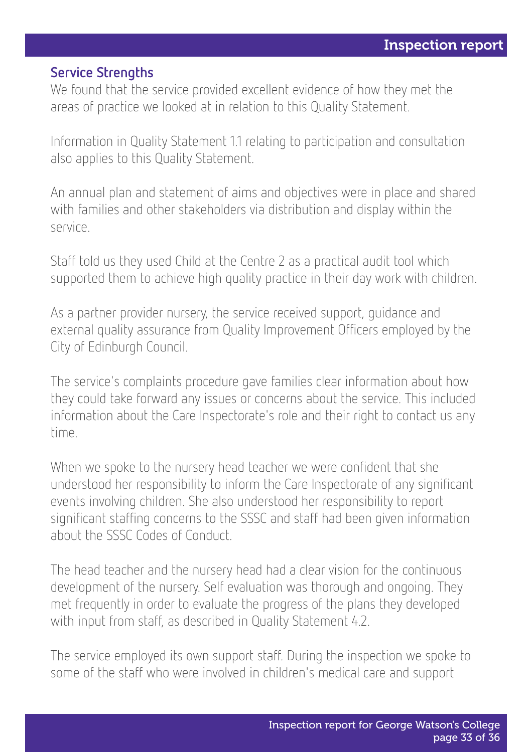### Service Strengths

We found that the service provided excellent evidence of how they met the areas of practice we looked at in relation to this Quality Statement.

Information in Quality Statement 1.1 relating to participation and consultation also applies to this Quality Statement.

An annual plan and statement of aims and objectives were in place and shared with families and other stakeholders via distribution and display within the service.

Staff told us they used Child at the Centre 2 as a practical audit tool which supported them to achieve high quality practice in their day work with children.

As a partner provider nursery, the service received support, guidance and external quality assurance from Quality Improvement Officers employed by the City of Edinburgh Council.

The service's complaints procedure gave families clear information about how they could take forward any issues or concerns about the service. This included information about the Care Inspectorate's role and their right to contact us any time.

When we spoke to the nursery head teacher we were confident that she understood her responsibility to inform the Care Inspectorate of any significant events involving children. She also understood her responsibility to report significant staffing concerns to the SSSC and staff had been given information about the SSSC Codes of Conduct.

The head teacher and the nursery head had a clear vision for the continuous development of the nursery. Self evaluation was thorough and ongoing. They met frequently in order to evaluate the progress of the plans they developed with input from staff, as described in Quality Statement 4.2.

The service employed its own support staff. During the inspection we spoke to some of the staff who were involved in children's medical care and support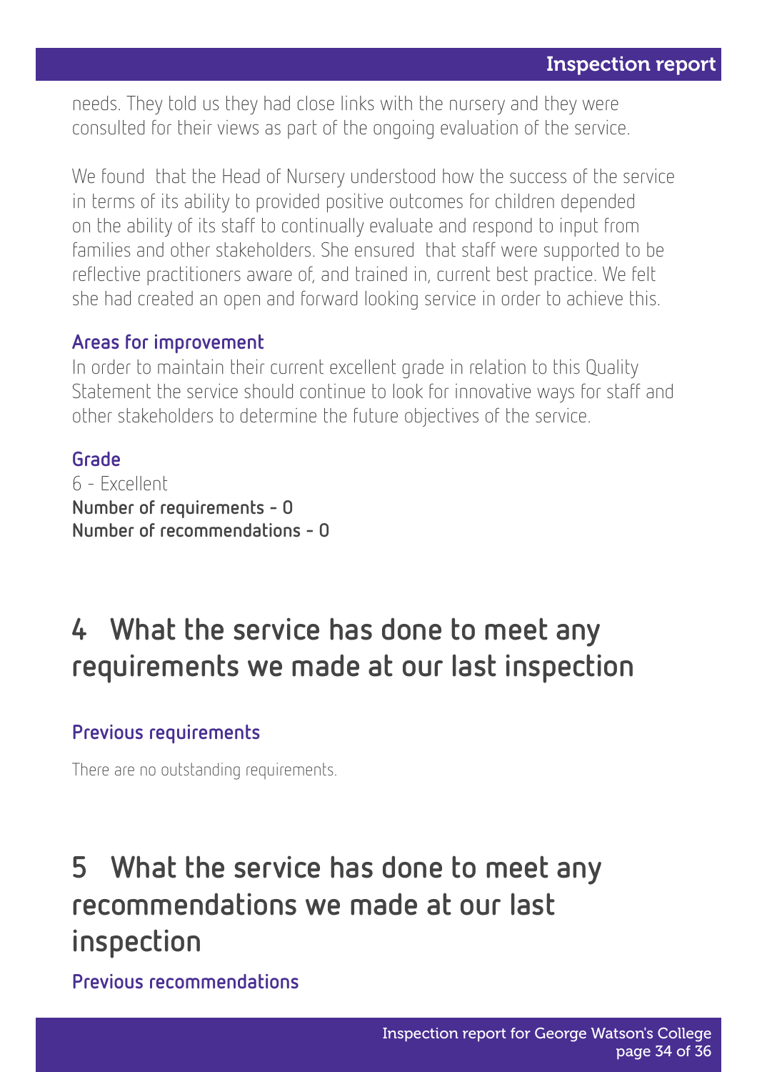needs. They told us they had close links with the nursery and they were consulted for their views as part of the ongoing evaluation of the service.

We found that the Head of Nursery understood how the success of the service in terms of its ability to provided positive outcomes for children depended on the ability of its staff to continually evaluate and respond to input from families and other stakeholders. She ensured that staff were supported to be reflective practitioners aware of, and trained in, current best practice. We felt she had created an open and forward looking service in order to achieve this.

### Areas for improvement

In order to maintain their current excellent grade in relation to this Quality Statement the service should continue to look for innovative ways for staff and other stakeholders to determine the future objectives of the service.

### Grade

6 - Excellent

**Number of requirements - 0**

**Number of recommendations - 0**

## 4 What the service has done to meet any requirements we made at our last inspection

### Previous requirements

There are no outstanding requirements.

## 5 What the service has done to meet any recommendations we made at our last inspection

### Previous recommendations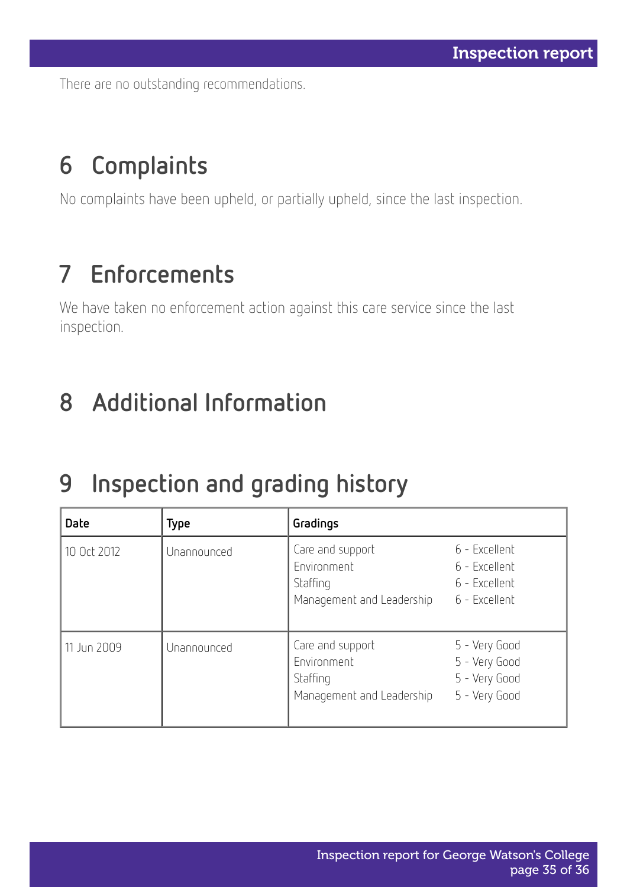There are no outstanding recommendations.

# 6 Complaints

No complaints have been upheld, or partially upheld, since the last inspection.

# 7 Enforcements

We have taken no enforcement action against this care service since the last inspection.

# 8 Additional Information

# 9 Inspection and grading history

| Date | Type | Gradings | |
|---|---|---|---|
| 10 Oct 2012 | Unannounced | Care and support<br>Environment<br>Staffing<br>Management and Leadership | 6 - Excellent<br>6 - Excellent<br>6 - Excellent<br>6 - Excellent |
| 11 Jun 2009 | Unannounced | Care and support<br>Environment<br>Staffing<br>Management and Leadership | 5 - Very Good<br>5 - Very Good<br>5 - Very Good<br>5 - Very Good |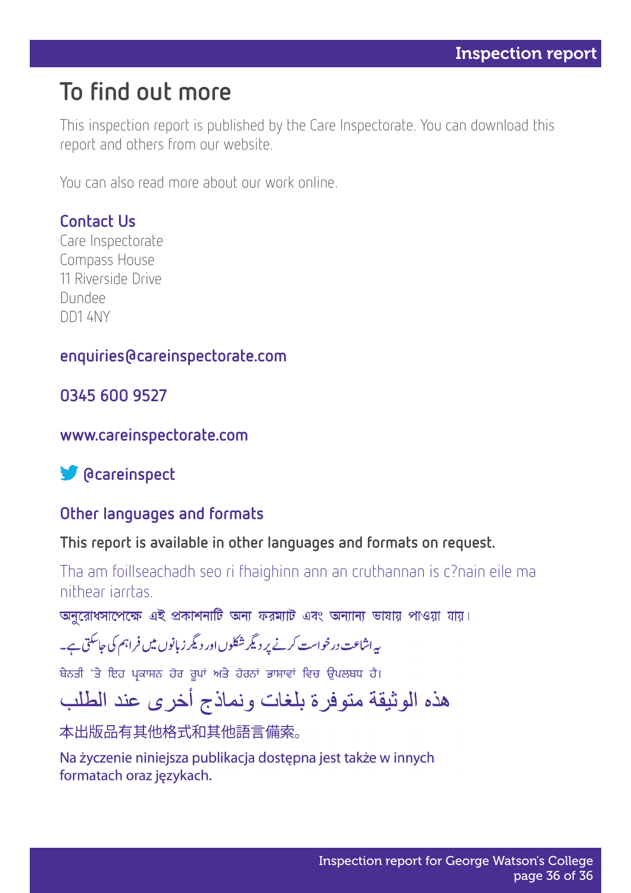# To find out more

This inspection report is published by the Care Inspectorate. You can download this report and others from our website.

You can also read more about our work online.

## Contact Us

Care Inspectorate
Compass House
11 Riverside Drive
Dundee
DD1 4NY

**enquiries@careinspectorate.com**

**0345 600 9527**

**www.careinspectorate.com**

**@careinspect**

## Other languages and formats

**This report is available in other languages and formats on request.**

Tha am foillseachadh seo ri fhaighinn ann an cruthannan is c?nain eile ma nithear iarrtas.

অনুরোধসাপেক্ষে এই প্রকাশনাটি অন্য ফরম্যাট এবং অন্যান্য ভাষায় পাওয়া যায়।

یہ اشاعت درخواست کرنے پر دیگر شکلوں اور دیگر زبانوں میں فراہم کی جاسکتی ہے۔

ਬੇਨਤੀ 'ਤੇ ਇਹ ਪ੍ਰਕਾਸ਼ਨ ਹੋਰ ਰੂਪਾਂ ਅਤੇ ਹੋਰਨਾਂ ਭਾਸ਼ਾਵਾਂ ਵਿਚ ਉਪਲਬਧ ਹੈ।

هذه الوثيقة متوفرة بلغات ونماذج أخرى عند الطلب

本出版品有其他格式和其他語言備索。

Na życzenie niniejsza publikacja dostępna jest także w innych formatach oraz językach.